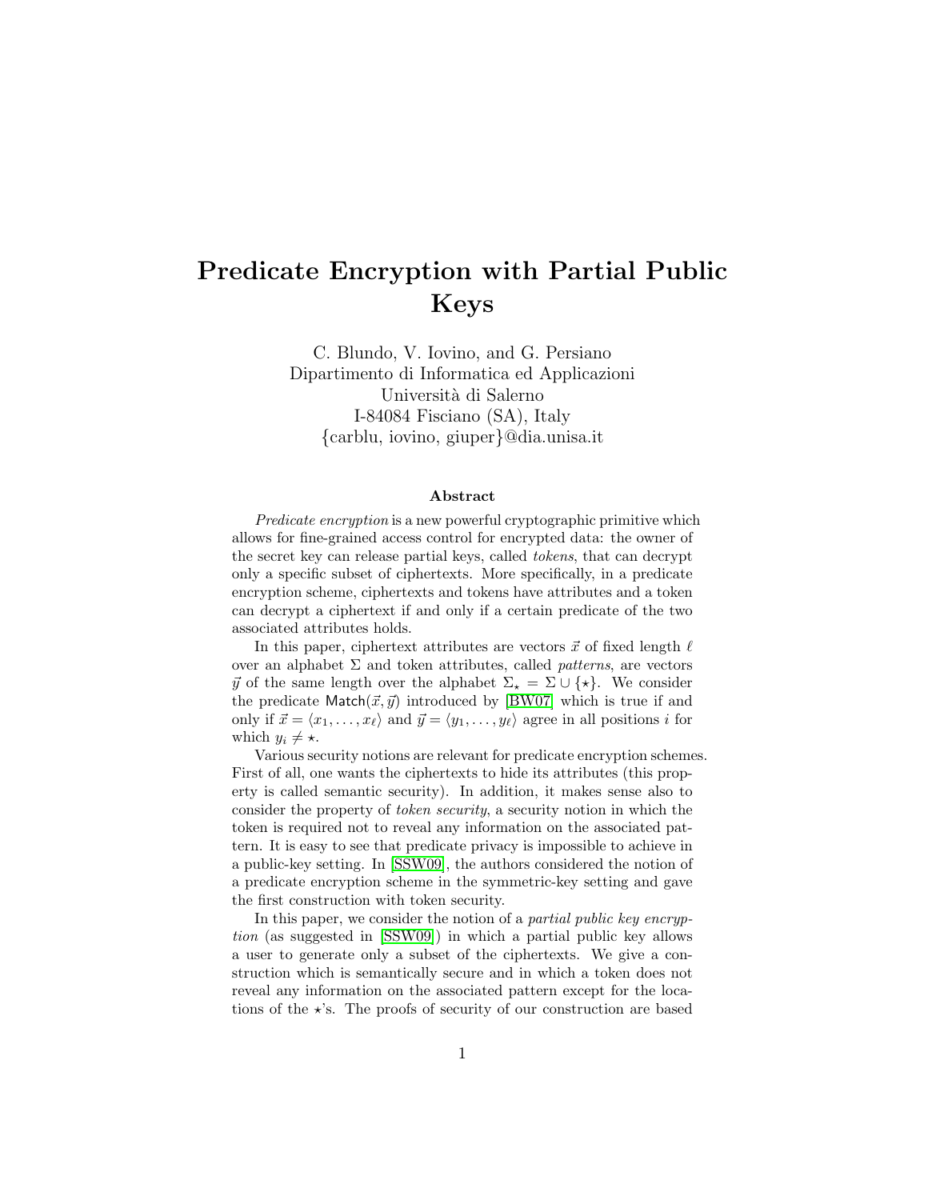# Predicate Encryption with Partial Public Keys

C. Blundo, V. Iovino, and G. Persiano
Dipartimento di Informatica ed Applicazioni
Università di Salerno
I-84084 Fisciano (SA), Italy
{carblu, iovino, giuper}@dia.unisa.it

### Abstract

*Predicate encryption* is a new powerful cryptographic primitive which allows for fine-grained access control for encrypted data: the owner of the secret key can release partial keys, called *tokens*, that can decrypt only a specific subset of ciphertexts. More specifically, in a predicate encryption scheme, ciphertexts and tokens have attributes and a token can decrypt a ciphertext if and only if a certain predicate of the two associated attributes holds.

In this paper, ciphertext attributes are vectors $\vec{x}$ of fixed length $\ell$ over an alphabet $\Sigma$ and token attributes, called *patterns*, are vectors $\vec{y}$ of the same length over the alphabet $\Sigma_\star = \Sigma \cup \{\star\}$. We consider the predicate $\mathsf{Match}(\vec{x}, \vec{y})$ introduced by [BW07] which is true if and only if $\vec{x} = \langle x_1, \ldots, x_\ell \rangle$ and $\vec{y} = \langle y_1, \ldots, y_\ell \rangle$ agree in all positions $i$ for which $y_i \neq \star$.

Various security notions are relevant for predicate encryption schemes. First of all, one wants the ciphertexts to hide its attributes (this property is called semantic security). In addition, it makes sense also to consider the property of *token security*, a security notion in which the token is required not to reveal any information on the associated pattern. It is easy to see that predicate privacy is impossible to achieve in a public-key setting. In [SSW09], the authors considered the notion of a predicate encryption scheme in the symmetric-key setting and gave the first construction with token security.

In this paper, we consider the notion of a *partial public key encryption* (as suggested in [SSW09]) in which a partial public key allows a user to generate only a subset of the ciphertexts. We give a construction which is semantically secure and in which a token does not reveal any information on the associated pattern except for the locations of the $\star$'s. The proofs of security of our construction are based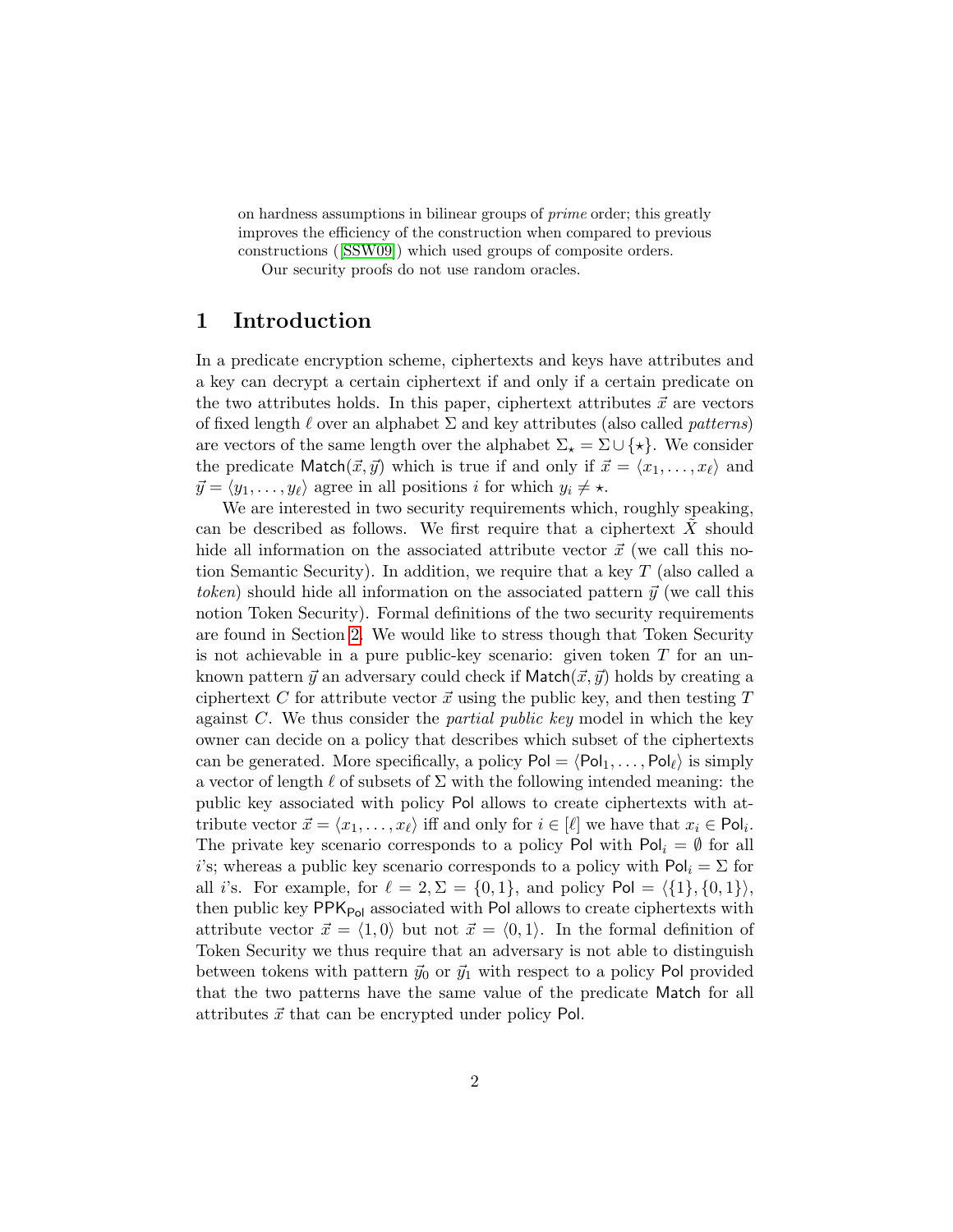on hardness assumptions in bilinear groups of *prime* order; this greatly improves the efficiency of the construction when compared to previous constructions ([SSW09]) which used groups of composite orders.

Our security proofs do not use random oracles.

# 1 Introduction

In a predicate encryption scheme, ciphertexts and keys have attributes and a key can decrypt a certain ciphertext if and only if a certain predicate on the two attributes holds. In this paper, ciphertext attributes $\vec{x}$ are vectors of fixed length $\ell$ over an alphabet $\Sigma$ and key attributes (also called *patterns*) are vectors of the same length over the alphabet $\Sigma_\star = \Sigma \cup \{\star\}$. We consider the predicate $\mathsf{Match}(\vec{x}, \vec{y})$ which is true if and only if $\vec{x} = \langle x_1, \ldots, x_\ell \rangle$ and $\vec{y} = \langle y_1, \ldots, y_\ell \rangle$ agree in all positions $i$ for which $y_i \neq \star$.

We are interested in two security requirements which, roughly speaking, can be described as follows. We first require that a ciphertext $\tilde{X}$ should hide all information on the associated attribute vector $\vec{x}$ (we call this notion Semantic Security). In addition, we require that a key $T$ (also called a *token*) should hide all information on the associated pattern $\vec{y}$ (we call this notion Token Security). Formal definitions of the two security requirements are found in Section 2. We would like to stress though that Token Security is not achievable in a pure public-key scenario: given token $T$ for an unknown pattern $\vec{y}$ an adversary could check if $\mathsf{Match}(\vec{x}, \vec{y})$ holds by creating a ciphertext $C$ for attribute vector $\vec{x}$ using the public key, and then testing $T$ against $C$. We thus consider the *partial public key* model in which the key owner can decide on a policy that describes which subset of the ciphertexts can be generated. More specifically, a policy $\mathsf{Pol} = \langle \mathsf{Pol}_1, \ldots, \mathsf{Pol}_\ell \rangle$ is simply a vector of length $\ell$ of subsets of $\Sigma$ with the following intended meaning: the public key associated with policy $\mathsf{Pol}$ allows to create ciphertexts with attribute vector $\vec{x} = \langle x_1, \ldots, x_\ell \rangle$ iff and only for $i \in [\ell]$ we have that $x_i \in \mathsf{Pol}_i$. The private key scenario corresponds to a policy $\mathsf{Pol}$ with $\mathsf{Pol}_i = \emptyset$ for all $i$'s; whereas a public key scenario corresponds to a policy with $\mathsf{Pol}_i = \Sigma$ for all $i$'s. For example, for $\ell = 2, \Sigma = \{0, 1\}$, and policy $\mathsf{Pol} = \langle \{1\}, \{0, 1\} \rangle$, then public key $\mathsf{PPK}_{\mathsf{Pol}}$ associated with $\mathsf{Pol}$ allows to create ciphertexts with attribute vector $\vec{x} = \langle 1, 0 \rangle$ but not $\vec{x} = \langle 0, 1 \rangle$. In the formal definition of Token Security we thus require that an adversary is not able to distinguish between tokens with pattern $\vec{y}_0$ or $\vec{y}_1$ with respect to a policy $\mathsf{Pol}$ provided that the two patterns have the same value of the predicate $\mathsf{Match}$ for all attributes $\vec{x}$ that can be encrypted under policy $\mathsf{Pol}$.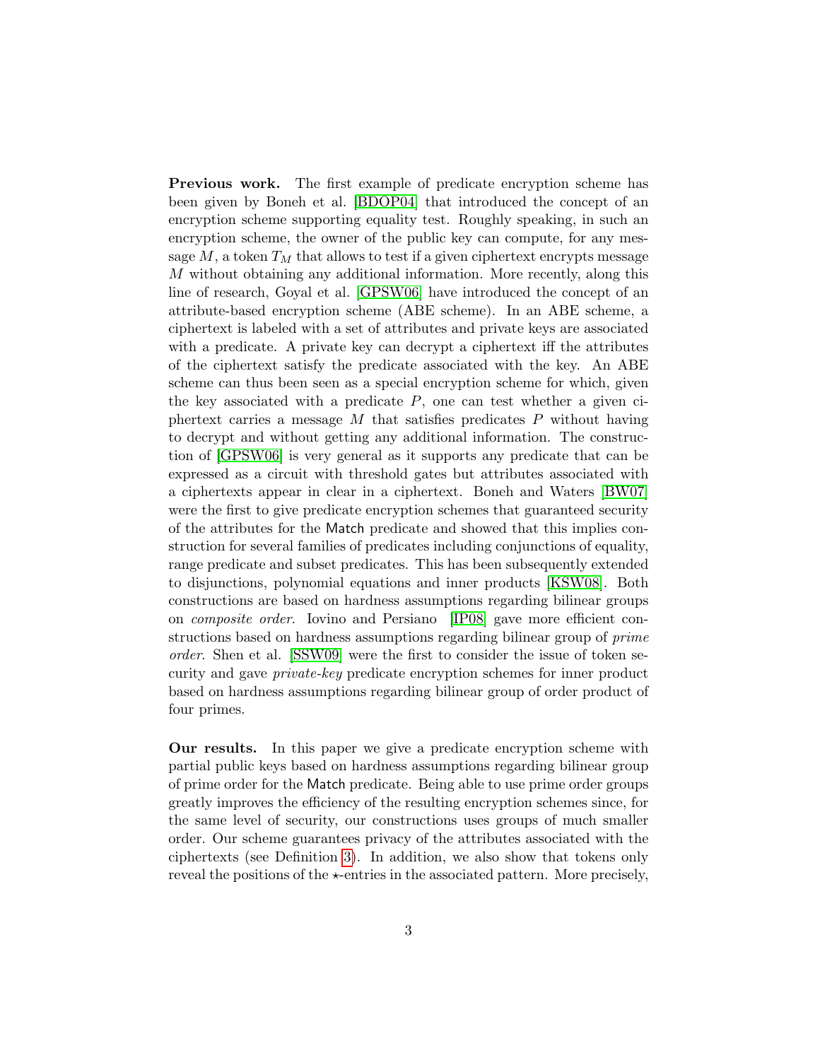**Previous work.** The first example of predicate encryption scheme has been given by Boneh et al. [BDOP04] that introduced the concept of an encryption scheme supporting equality test. Roughly speaking, in such an encryption scheme, the owner of the public key can compute, for any message $M$, a token $T_M$ that allows to test if a given ciphertext encrypts message $M$ without obtaining any additional information. More recently, along this line of research, Goyal et al. [GPSW06] have introduced the concept of an attribute-based encryption scheme (ABE scheme). In an ABE scheme, a ciphertext is labeled with a set of attributes and private keys are associated with a predicate. A private key can decrypt a ciphertext iff the attributes of the ciphertext satisfy the predicate associated with the key. An ABE scheme can thus been seen as a special encryption scheme for which, given the key associated with a predicate $P$, one can test whether a given ciphertext carries a message $M$ that satisfies predicates $P$ without having to decrypt and without getting any additional information. The construction of [GPSW06] is very general as it supports any predicate that can be expressed as a circuit with threshold gates but attributes associated with a ciphertexts appear in clear in a ciphertext. Boneh and Waters [BW07] were the first to give predicate encryption schemes that guaranteed security of the attributes for the Match predicate and showed that this implies construction for several families of predicates including conjunctions of equality, range predicate and subset predicates. This has been subsequently extended to disjunctions, polynomial equations and inner products [KSW08]. Both constructions are based on hardness assumptions regarding bilinear groups on *composite order*. Iovino and Persiano [IP08] gave more efficient constructions based on hardness assumptions regarding bilinear group of *prime order*. Shen et al. [SSW09] were the first to consider the issue of token security and gave *private-key* predicate encryption schemes for inner product based on hardness assumptions regarding bilinear group of order product of four primes.

**Our results.** In this paper we give a predicate encryption scheme with partial public keys based on hardness assumptions regarding bilinear group of prime order for the Match predicate. Being able to use prime order groups greatly improves the efficiency of the resulting encryption schemes since, for the same level of security, our constructions uses groups of much smaller order. Our scheme guarantees privacy of the attributes associated with the ciphertexts (see Definition 3). In addition, we also show that tokens only reveal the positions of the $\star$-entries in the associated pattern. More precisely,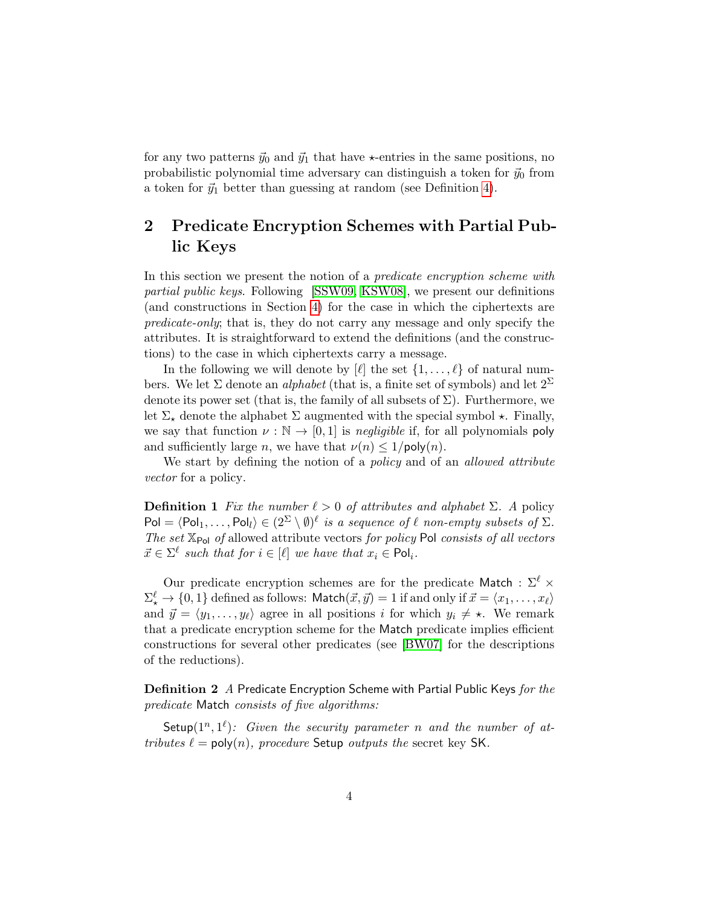for any two patterns $\vec{y}_0$ and $\vec{y}_1$ that have $\star$-entries in the same positions, no probabilistic polynomial time adversary can distinguish a token for $\vec{y}_0$ from a token for $\vec{y}_1$ better than guessing at random (see Definition 4).

## 2 Predicate Encryption Schemes with Partial Public Keys

In this section we present the notion of a *predicate encryption scheme with partial public keys*. Following [SSW09, KSW08], we present our definitions (and constructions in Section 4) for the case in which the ciphertexts are *predicate-only*; that is, they do not carry any message and only specify the attributes. It is straightforward to extend the definitions (and the constructions) to the case in which ciphertexts carry a message.

In the following we will denote by $[\ell]$ the set $\{1, \ldots, \ell\}$ of natural numbers. We let $\Sigma$ denote an *alphabet* (that is, a finite set of symbols) and let $2^\Sigma$ denote its power set (that is, the family of all subsets of $\Sigma$). Furthermore, we let $\Sigma_\star$ denote the alphabet $\Sigma$ augmented with the special symbol $\star$. Finally, we say that function $\nu : \mathbb{N} \to [0, 1]$ is *negligible* if, for all polynomials $\mathsf{poly}$ and sufficiently large $n$, we have that $\nu(n) \leq 1/\mathsf{poly}(n)$.

We start by defining the notion of a *policy* and of an *allowed attribute vector* for a policy.

**Definition 1** *Fix the number $\ell > 0$ of attributes and alphabet $\Sigma$. A* policy *$\mathsf{Pol} = \langle \mathsf{Pol}_1, \ldots, \mathsf{Pol}_l \rangle \in (2^\Sigma \setminus \emptyset)^\ell$ is a sequence of $\ell$ non-empty subsets of $\Sigma$. The set $\mathbb{X}_{\mathsf{Pol}}$ of* allowed attribute vectors *for policy* $\mathsf{Pol}$ *consists of all vectors $\vec{x} \in \Sigma^\ell$ such that for $i \in [\ell]$ we have that $x_i \in \mathsf{Pol}_i$.*

Our predicate encryption schemes are for the predicate $\mathsf{Match} : \Sigma^\ell \times \Sigma_\star^\ell \to \{0, 1\}$ defined as follows: $\mathsf{Match}(\vec{x}, \vec{y}) = 1$ if and only if $\vec{x} = \langle x_1, \ldots, x_\ell \rangle$ and $\vec{y} = \langle y_1, \ldots, y_\ell \rangle$ agree in all positions $i$ for which $y_i \neq \star$. We remark that a predicate encryption scheme for the $\mathsf{Match}$ predicate implies efficient constructions for several other predicates (see [BW07] for the descriptions of the reductions).

**Definition 2** *A* Predicate Encryption Scheme with Partial Public Keys *for the predicate* $\mathsf{Match}$ *consists of five algorithms:*

$\mathsf{Setup}(1^n, 1^\ell)$*: Given the security parameter $n$ and the number of attributes $\ell = \mathsf{poly}(n)$, procedure* $\mathsf{Setup}$ *outputs the* secret key $\mathsf{SK}$.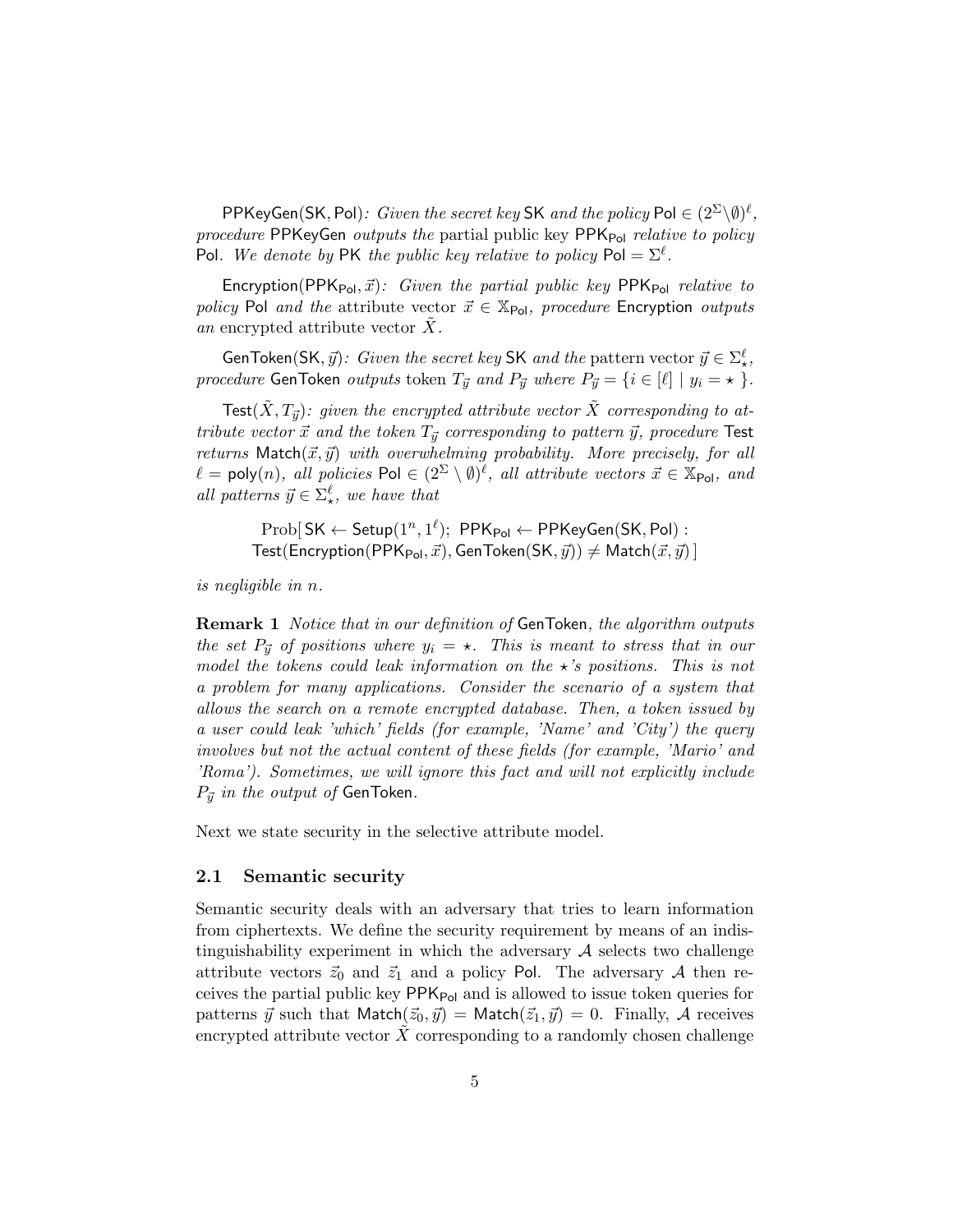$\mathsf{PPKeyGen}(\mathsf{SK}, \mathsf{Pol})$*: Given the secret key* $\mathsf{SK}$ *and the policy* $\mathsf{Pol} \in (2^{\Sigma} \setminus \emptyset)^{\ell}$*, procedure* $\mathsf{PPKeyGen}$ *outputs the* partial public key $\mathsf{PPK}_{\mathsf{Pol}}$ *relative to policy* $\mathsf{Pol}$*. We denote by* $\mathsf{PK}$ *the public key relative to policy* $\mathsf{Pol} = \Sigma^{\ell}$*.*

$\mathsf{Encryption}(\mathsf{PPK}_{\mathsf{Pol}}, \vec{x})$*: Given the partial public key* $\mathsf{PPK}_{\mathsf{Pol}}$ *relative to policy* $\mathsf{Pol}$ *and the* attribute vector $\vec{x} \in \mathbb{X}_{\mathsf{Pol}}$*, procedure* $\mathsf{Encryption}$ *outputs an* encrypted attribute vector $\tilde{X}$*.*

$\mathsf{GenToken}(\mathsf{SK}, \vec{y})$*: Given the secret key* $\mathsf{SK}$ *and the* pattern vector $\vec{y} \in \Sigma_{\star}^{\ell}$*, procedure* $\mathsf{GenToken}$ *outputs* token $T_{\vec{y}}$ *and* $P_{\vec{y}}$ *where* $P_{\vec{y}} = \{ i \in [\ell] \mid y_i = \star \}$*.*

$\mathsf{Test}(\tilde{X}, T_{\vec{y}})$*: given the encrypted attribute vector* $\tilde{X}$ *corresponding to attribute vector* $\vec{x}$ *and the token* $T_{\vec{y}}$ *corresponding to pattern* $\vec{y}$*, procedure* $\mathsf{Test}$ *returns* $\mathsf{Match}(\vec{x}, \vec{y})$ *with overwhelming probability. More precisely, for all* $\ell = \mathsf{poly}(n)$*, all policies* $\mathsf{Pol} \in (2^{\Sigma} \setminus \emptyset)^{\ell}$*, all attribute vectors* $\vec{x} \in \mathbb{X}_{\mathsf{Pol}}$*, and all patterns* $\vec{y} \in \Sigma_{\star}^{\ell}$*, we have that*

$$\mathrm{Prob}[\, \mathsf{SK} \leftarrow \mathsf{Setup}(1^n, 1^{\ell});\ \mathsf{PPK}_{\mathsf{Pol}} \leftarrow \mathsf{PPKeyGen}(\mathsf{SK}, \mathsf{Pol}) : \\ \mathsf{Test}(\mathsf{Encryption}(\mathsf{PPK}_{\mathsf{Pol}}, \vec{x}), \mathsf{GenToken}(\mathsf{SK}, \vec{y})) \neq \mathsf{Match}(\vec{x}, \vec{y}) \,]$$

*is negligible in* $n$*.*

**Remark 1** *Notice that in our definition of* $\mathsf{GenToken}$*, the algorithm outputs the set* $P_{\vec{y}}$ *of positions where* $y_i = \star$*. This is meant to stress that in our model the tokens could leak information on the* $\star$*'s positions. This is not a problem for many applications. Consider the scenario of a system that allows the search on a remote encrypted database. Then, a token issued by a user could leak 'which' fields (for example, 'Name' and 'City') the query involves but not the actual content of these fields (for example, 'Mario' and 'Roma'). Sometimes, we will ignore this fact and will not explicitly include* $P_{\vec{y}}$ *in the output of* $\mathsf{GenToken}$*.*

Next we state security in the selective attribute model.

## 2.1 Semantic security

Semantic security deals with an adversary that tries to learn information from ciphertexts. We define the security requirement by means of an indistinguishability experiment in which the adversary $\mathcal{A}$ selects two challenge attribute vectors $\vec{z}_0$ and $\vec{z}_1$ and a policy $\mathsf{Pol}$. The adversary $\mathcal{A}$ then receives the partial public key $\mathsf{PPK}_{\mathsf{Pol}}$ and is allowed to issue token queries for patterns $\vec{y}$ such that $\mathsf{Match}(\vec{z}_0, \vec{y}) = \mathsf{Match}(\vec{z}_1, \vec{y}) = 0$. Finally, $\mathcal{A}$ receives encrypted attribute vector $\tilde{X}$ corresponding to a randomly chosen challenge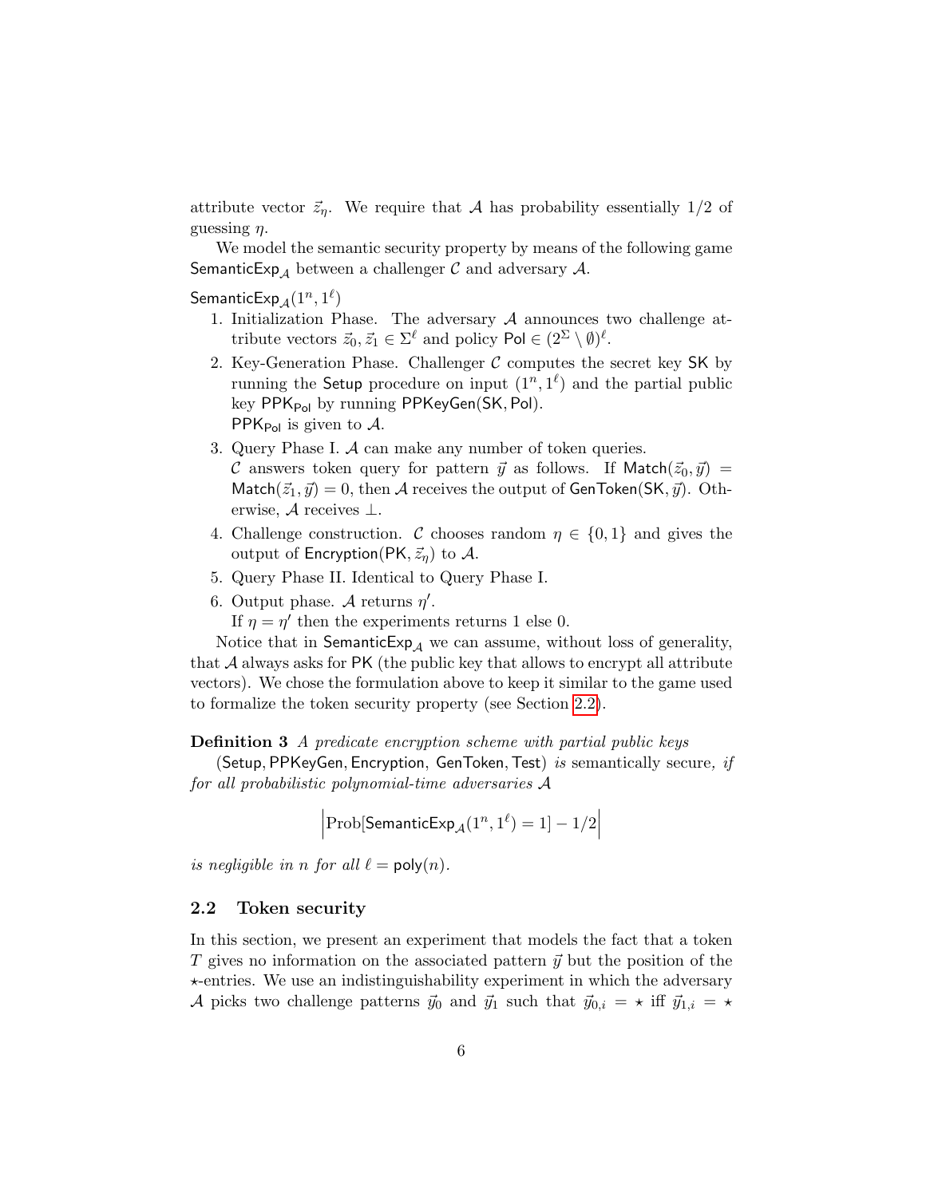attribute vector $\vec{z}_\eta$. We require that $\mathcal{A}$ has probability essentially 1/2 of guessing $\eta$.

We model the semantic security property by means of the following game $\mathsf{SemanticExp}_\mathcal{A}$ between a challenger $\mathcal{C}$ and adversary $\mathcal{A}$.

$\mathsf{SemanticExp}_\mathcal{A}(1^n, 1^\ell)$

1. Initialization Phase. The adversary $\mathcal{A}$ announces two challenge attribute vectors $\vec{z}_0, \vec{z}_1 \in \Sigma^\ell$ and policy $\mathsf{Pol} \in (2^\Sigma \setminus \emptyset)^\ell$.
2. Key-Generation Phase. Challenger $\mathcal{C}$ computes the secret key $\mathsf{SK}$ by running the $\mathsf{Setup}$ procedure on input $(1^n, 1^\ell)$ and the partial public key $\mathsf{PPK}_\mathsf{Pol}$ by running $\mathsf{PPKeyGen}(\mathsf{SK}, \mathsf{Pol})$.
   $\mathsf{PPK}_\mathsf{Pol}$ is given to $\mathcal{A}$.
3. Query Phase I. $\mathcal{A}$ can make any number of token queries.
   $\mathcal{C}$ answers token query for pattern $\vec{y}$ as follows. If $\mathsf{Match}(\vec{z}_0, \vec{y}) = \mathsf{Match}(\vec{z}_1, \vec{y}) = 0$, then $\mathcal{A}$ receives the output of $\mathsf{GenToken}(\mathsf{SK}, \vec{y})$. Otherwise, $\mathcal{A}$ receives $\perp$.
4. Challenge construction. $\mathcal{C}$ chooses random $\eta \in \{0, 1\}$ and gives the output of $\mathsf{Encryption}(\mathsf{PK}, \vec{z}_\eta)$ to $\mathcal{A}$.
5. Query Phase II. Identical to Query Phase I.
6. Output phase. $\mathcal{A}$ returns $\eta'$.
   If $\eta = \eta'$ then the experiments returns 1 else 0.

Notice that in $\mathsf{SemanticExp}_\mathcal{A}$ we can assume, without loss of generality, that $\mathcal{A}$ always asks for $\mathsf{PK}$ (the public key that allows to encrypt all attribute vectors). We chose the formulation above to keep it similar to the game used to formalize the token security property (see Section 2.2).

**Definition 3** *A predicate encryption scheme with partial public keys* $(\mathsf{Setup}, \mathsf{PPKeyGen}, \mathsf{Encryption}, \mathsf{GenToken}, \mathsf{Test})$ *is* semantically secure*, if for all probabilistic polynomial-time adversaries* $\mathcal{A}$

$$\left| \mathrm{Prob}[\mathsf{SemanticExp}_\mathcal{A}(1^n, 1^\ell) = 1] - 1/2 \right|$$

*is negligible in* $n$ *for all* $\ell = \mathsf{poly}(n)$.

### 2.2 Token security

In this section, we present an experiment that models the fact that a token $T$ gives no information on the associated pattern $\vec{y}$ but the position of the $\star$-entries. We use an indistinguishability experiment in which the adversary $\mathcal{A}$ picks two challenge patterns $\vec{y}_0$ and $\vec{y}_1$ such that $\vec{y}_{0,i} = \star$ iff $\vec{y}_{1,i} = \star$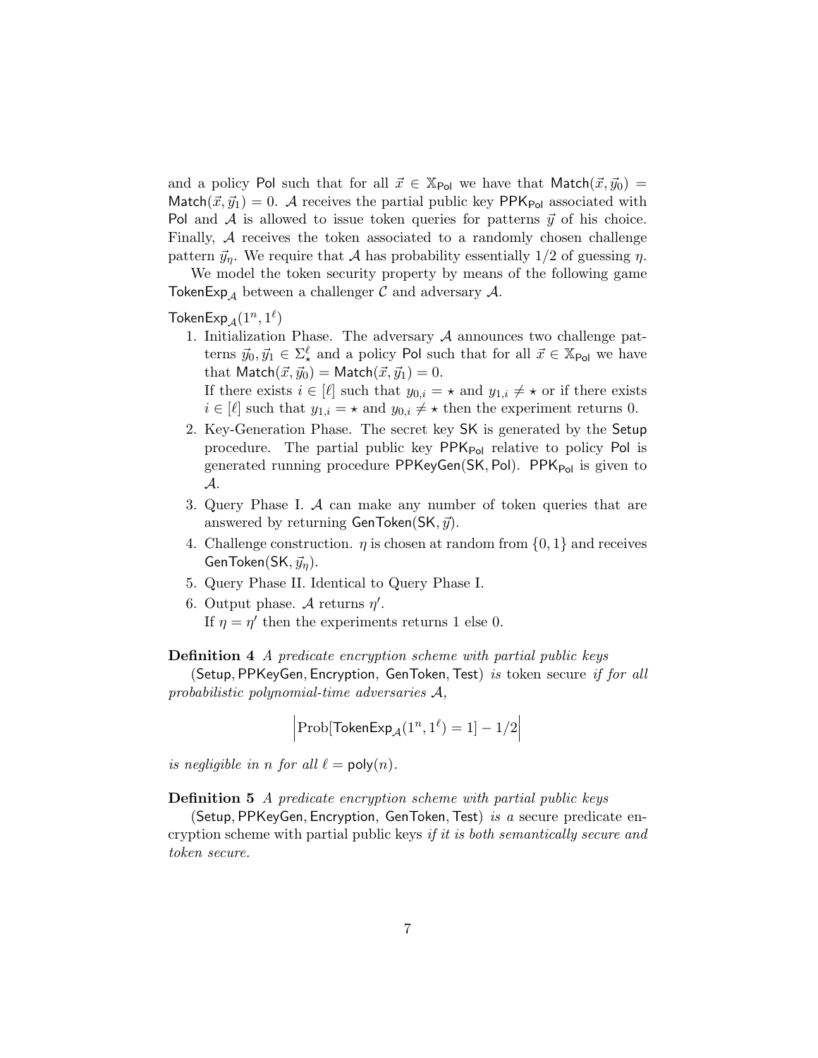and a policy $\mathsf{Pol}$ such that for all $\vec{x} \in \mathbb{X}_{\mathsf{Pol}}$ we have that $\mathsf{Match}(\vec{x}, \vec{y}_0) = \mathsf{Match}(\vec{x}, \vec{y}_1) = 0$. $\mathcal{A}$ receives the partial public key $\mathsf{PPK}_{\mathsf{Pol}}$ associated with $\mathsf{Pol}$ and $\mathcal{A}$ is allowed to issue token queries for patterns $\vec{y}$ of his choice. Finally, $\mathcal{A}$ receives the token associated to a randomly chosen challenge pattern $\vec{y}_\eta$. We require that $\mathcal{A}$ has probability essentially $1/2$ of guessing $\eta$.

We model the token security property by means of the following game $\mathsf{TokenExp}_{\mathcal{A}}$ between a challenger $\mathcal{C}$ and adversary $\mathcal{A}$.

$\mathsf{TokenExp}_{\mathcal{A}}(1^n, 1^\ell)$

1. Initialization Phase. The adversary $\mathcal{A}$ announces two challenge patterns $\vec{y}_0, \vec{y}_1 \in \Sigma_\star^\ell$ and a policy $\mathsf{Pol}$ such that for all $\vec{x} \in \mathbb{X}_{\mathsf{Pol}}$ we have that $\mathsf{Match}(\vec{x}, \vec{y}_0) = \mathsf{Match}(\vec{x}, \vec{y}_1) = 0$.
   If there exists $i \in [\ell]$ such that $y_{0,i} = \star$ and $y_{1,i} \neq \star$ or if there exists $i \in [\ell]$ such that $y_{1,i} = \star$ and $y_{0,i} \neq \star$ then the experiment returns 0.
2. Key-Generation Phase. The secret key $\mathsf{SK}$ is generated by the $\mathsf{Setup}$ procedure. The partial public key $\mathsf{PPK}_{\mathsf{Pol}}$ relative to policy $\mathsf{Pol}$ is generated running procedure $\mathsf{PPKeyGen}(\mathsf{SK}, \mathsf{Pol})$. $\mathsf{PPK}_{\mathsf{Pol}}$ is given to $\mathcal{A}$.
3. Query Phase I. $\mathcal{A}$ can make any number of token queries that are answered by returning $\mathsf{GenToken}(\mathsf{SK}, \vec{y})$.
4. Challenge construction. $\eta$ is chosen at random from $\{0, 1\}$ and receives $\mathsf{GenToken}(\mathsf{SK}, \vec{y}_\eta)$.
5. Query Phase II. Identical to Query Phase I.
6. Output phase. $\mathcal{A}$ returns $\eta'$.
   If $\eta = \eta'$ then the experiments returns 1 else 0.

**Definition 4** *A predicate encryption scheme with partial public keys* $(\mathsf{Setup}, \mathsf{PPKeyGen}, \mathsf{Encryption}, \mathsf{GenToken}, \mathsf{Test})$ *is* token secure *if for all probabilistic polynomial-time adversaries* $\mathcal{A}$,

$$\left| \text{Prob}[\mathsf{TokenExp}_{\mathcal{A}}(1^n, 1^\ell) = 1] - 1/2 \right|$$

*is negligible in* $n$ *for all* $\ell = \mathsf{poly}(n)$.

**Definition 5** *A predicate encryption scheme with partial public keys* $(\mathsf{Setup}, \mathsf{PPKeyGen}, \mathsf{Encryption}, \mathsf{GenToken}, \mathsf{Test})$ *is a* secure predicate encryption scheme with partial public keys *if it is both semantically secure and token secure.*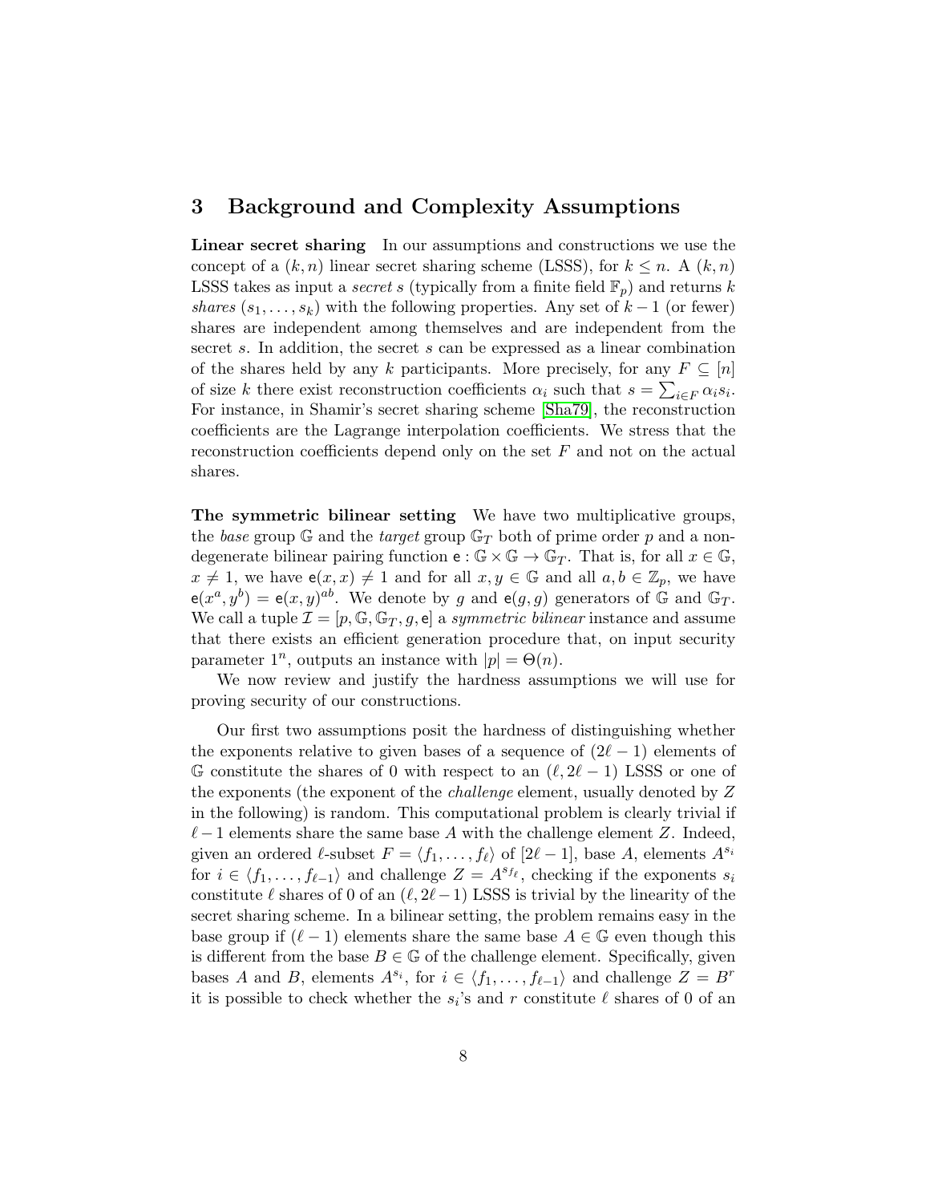## 3 Background and Complexity Assumptions

**Linear secret sharing** In our assumptions and constructions we use the concept of a $(k, n)$ linear secret sharing scheme (LSSS), for $k \leq n$. A $(k, n)$ LSSS takes as input a *secret* $s$ (typically from a finite field $\mathbb{F}_p$) and returns $k$ *shares* $(s_1, \ldots, s_k)$ with the following properties. Any set of $k-1$ (or fewer) shares are independent among themselves and are independent from the secret $s$. In addition, the secret $s$ can be expressed as a linear combination of the shares held by any $k$ participants. More precisely, for any $F \subseteq [n]$ of size $k$ there exist reconstruction coefficients $\alpha_i$ such that $s = \sum_{i \in F} \alpha_i s_i$. For instance, in Shamir's secret sharing scheme [Sha79], the reconstruction coefficients are the Lagrange interpolation coefficients. We stress that the reconstruction coefficients depend only on the set $F$ and not on the actual shares.

**The symmetric bilinear setting** We have two multiplicative groups, the *base* group $\mathbb{G}$ and the *target* group $\mathbb{G}_T$ both of prime order $p$ and a non-degenerate bilinear pairing function $\mathsf{e} : \mathbb{G} \times \mathbb{G} \to \mathbb{G}_T$. That is, for all $x \in \mathbb{G}$, $x \neq 1$, we have $\mathsf{e}(x, x) \neq 1$ and for all $x, y \in \mathbb{G}$ and all $a, b \in \mathbb{Z}_p$, we have $\mathsf{e}(x^a, y^b) = \mathsf{e}(x, y)^{ab}$. We denote by $g$ and $\mathsf{e}(g, g)$ generators of $\mathbb{G}$ and $\mathbb{G}_T$. We call a tuple $\mathcal{I} = [p, \mathbb{G}, \mathbb{G}_T, g, \mathsf{e}]$ a *symmetric bilinear* instance and assume that there exists an efficient generation procedure that, on input security parameter $1^n$, outputs an instance with $|p| = \Theta(n)$.

We now review and justify the hardness assumptions we will use for proving security of our constructions.

Our first two assumptions posit the hardness of distinguishing whether the exponents relative to given bases of a sequence of $(2\ell - 1)$ elements of $\mathbb{G}$ constitute the shares of 0 with respect to an $(\ell, 2\ell - 1)$ LSSS or one of the exponents (the exponent of the *challenge* element, usually denoted by $Z$ in the following) is random. This computational problem is clearly trivial if $\ell - 1$ elements share the same base $A$ with the challenge element $Z$. Indeed, given an ordered $\ell$-subset $F = \langle f_1, \ldots, f_\ell \rangle$ of $[2\ell - 1]$, base $A$, elements $A^{s_i}$ for $i \in \langle f_1, \ldots, f_{\ell-1} \rangle$ and challenge $Z = A^{s_{f_\ell}}$, checking if the exponents $s_i$ constitute $\ell$ shares of 0 of an $(\ell, 2\ell - 1)$ LSSS is trivial by the linearity of the secret sharing scheme. In a bilinear setting, the problem remains easy in the base group if $(\ell - 1)$ elements share the same base $A \in \mathbb{G}$ even though this is different from the base $B \in \mathbb{G}$ of the challenge element. Specifically, given bases $A$ and $B$, elements $A^{s_i}$, for $i \in \langle f_1, \ldots, f_{\ell-1} \rangle$ and challenge $Z = B^r$ it is possible to check whether the $s_i$'s and $r$ constitute $\ell$ shares of 0 of an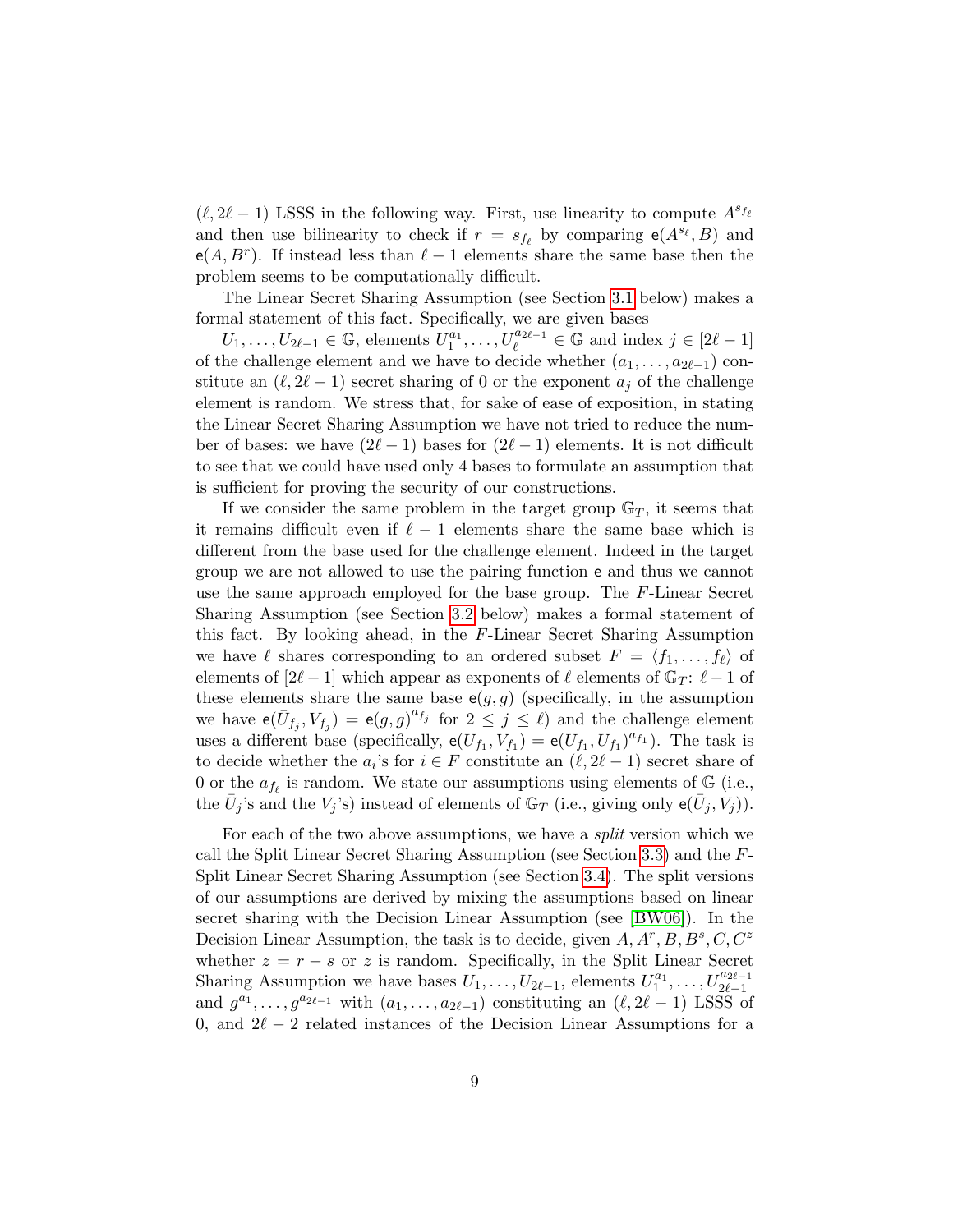$(\ell, 2\ell-1)$ LSSS in the following way. First, use linearity to compute $A^{s_{f_\ell}}$ and then use bilinearity to check if $r = s_{f_\ell}$ by comparing $\mathsf{e}(A^{s_\ell}, B)$ and $\mathsf{e}(A, B^r)$. If instead less than $\ell - 1$ elements share the same base then the problem seems to be computationally difficult.

The Linear Secret Sharing Assumption (see Section 3.1 below) makes a formal statement of this fact. Specifically, we are given bases $U_1, \ldots, U_{2\ell-1} \in \mathbb{G}$, elements $U_1^{a_1}, \ldots, U_\ell^{a_{2\ell-1}} \in \mathbb{G}$ and index $j \in [2\ell-1]$ of the challenge element and we have to decide whether $(a_1, \ldots, a_{2\ell-1})$ constitute an $(\ell, 2\ell-1)$ secret sharing of 0 or the exponent $a_j$ of the challenge element is random. We stress that, for sake of ease of exposition, in stating the Linear Secret Sharing Assumption we have not tried to reduce the number of bases: we have $(2\ell-1)$ bases for $(2\ell-1)$ elements. It is not difficult to see that we could have used only 4 bases to formulate an assumption that is sufficient for proving the security of our constructions.

If we consider the same problem in the target group $\mathbb{G}_T$, it seems that it remains difficult even if $\ell - 1$ elements share the same base which is different from the base used for the challenge element. Indeed in the target group we are not allowed to use the pairing function $\mathsf{e}$ and thus we cannot use the same approach employed for the base group. The $F$-Linear Secret Sharing Assumption (see Section 3.2 below) makes a formal statement of this fact. By looking ahead, in the $F$-Linear Secret Sharing Assumption we have $\ell$ shares corresponding to an ordered subset $F = \langle f_1, \ldots, f_\ell \rangle$ of elements of $[2\ell-1]$ which appear as exponents of $\ell$ elements of $\mathbb{G}_T$: $\ell - 1$ of these elements share the same base $\mathsf{e}(g, g)$ (specifically, in the assumption we have $\mathsf{e}(\bar{U}_{f_j}, V_{f_j}) = \mathsf{e}(g, g)^{a_{f_j}}$ for $2 \le j \le \ell$) and the challenge element uses a different base (specifically, $\mathsf{e}(U_{f_1}, V_{f_1}) = \mathsf{e}(U_{f_1}, U_{f_1})^{a_{f_1}}$). The task is to decide whether the $a_i$'s for $i \in F$ constitute an $(\ell, 2\ell-1)$ secret share of 0 or the $a_{f_\ell}$ is random. We state our assumptions using elements of $\mathbb{G}$ (i.e., the $\bar{U}_j$'s and the $V_j$'s) instead of elements of $\mathbb{G}_T$ (i.e., giving only $\mathsf{e}(\bar{U}_j, V_j)$).

For each of the two above assumptions, we have a *split* version which we call the Split Linear Secret Sharing Assumption (see Section 3.3) and the $F$-Split Linear Secret Sharing Assumption (see Section 3.4). The split versions of our assumptions are derived by mixing the assumptions based on linear secret sharing with the Decision Linear Assumption (see [BW06]). In the Decision Linear Assumption, the task is to decide, given $A, A^r, B, B^s, C, C^z$ whether $z = r - s$ or $z$ is random. Specifically, in the Split Linear Secret Sharing Assumption we have bases $U_1, \ldots, U_{2\ell-1}$, elements $U_1^{a_1}, \ldots, U_{2\ell-1}^{a_{2\ell-1}}$ and $g^{a_1}, \ldots, g^{a_{2\ell-1}}$ with $(a_1, \ldots, a_{2\ell-1})$ constituting an $(\ell, 2\ell-1)$ LSSS of 0, and $2\ell - 2$ related instances of the Decision Linear Assumptions for a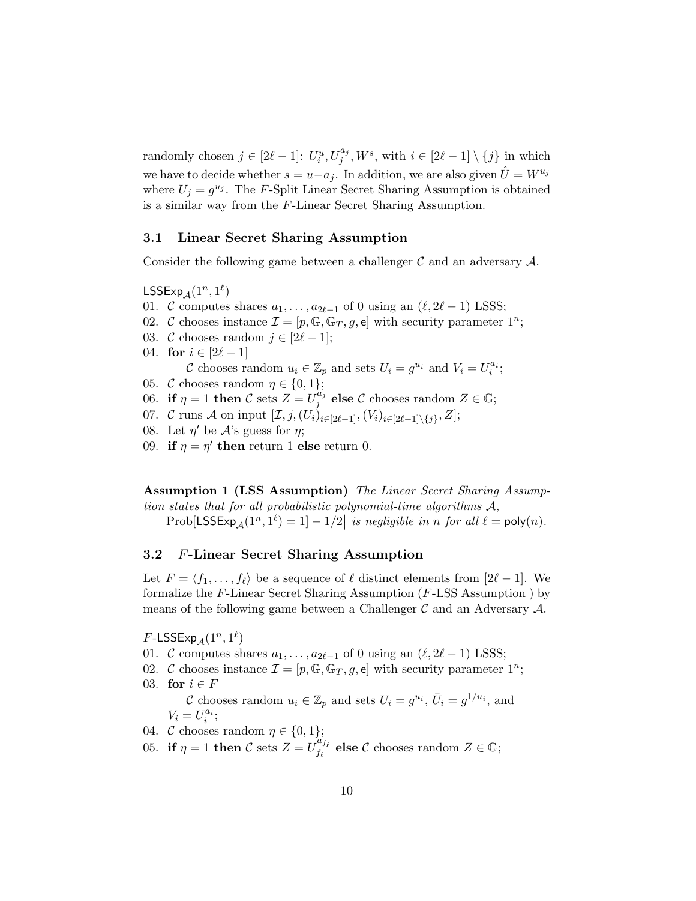randomly chosen $j \in [2\ell - 1]$: $U_i^u, U_j^{a_j}, W^s$, with $i \in [2\ell - 1] \setminus \{j\}$ in which we have to decide whether $s = u - a_j$. In addition, we are also given $\hat{U} = W^{u_j}$ where $U_j = g^{u_j}$. The $F$-Split Linear Secret Sharing Assumption is obtained is a similar way from the $F$-Linear Secret Sharing Assumption.

### 3.1 Linear Secret Sharing Assumption

Consider the following game between a challenger $\mathcal{C}$ and an adversary $\mathcal{A}$.

$\mathsf{LSSExp}_{\mathcal{A}}(1^n, 1^\ell)$

01. $\mathcal{C}$ computes shares $a_1, \ldots, a_{2\ell-1}$ of 0 using an $(\ell, 2\ell - 1)$ LSSS;
02. $\mathcal{C}$ chooses instance $\mathcal{I} = [p, \mathbb{G}, \mathbb{G}_T, g, \mathsf{e}]$ with security parameter $1^n$;
03. $\mathcal{C}$ chooses random $j \in [2\ell - 1]$;
04. **for** $i \in [2\ell - 1]$
    $\mathcal{C}$ chooses random $u_i \in \mathbb{Z}_p$ and sets $U_i = g^{u_i}$ and $V_i = U_i^{a_i}$;
05. $\mathcal{C}$ chooses random $\eta \in \{0, 1\}$;
06. **if** $\eta = 1$ **then** $\mathcal{C}$ sets $Z = U_j^{a_j}$ **else** $\mathcal{C}$ chooses random $Z \in \mathbb{G}$;
07. $\mathcal{C}$ runs $\mathcal{A}$ on input $[\mathcal{I}, j, (U_i)_{i \in [2\ell-1]}, (V_i)_{i \in [2\ell-1] \setminus \{j\}}, Z]$;
08. Let $\eta'$ be $\mathcal{A}$'s guess for $\eta$;
09. **if** $\eta = \eta'$ **then** return 1 **else** return 0.

**Assumption 1 (LSS Assumption)** *The Linear Secret Sharing Assumption states that for all probabilistic polynomial-time algorithms $\mathcal{A}$,*
$\left|\text{Prob}[\mathsf{LSSExp}_{\mathcal{A}}(1^n, 1^\ell) = 1] - 1/2\right|$ *is negligible in $n$ for all $\ell = \mathsf{poly}(n)$.*

### 3.2 $F$-Linear Secret Sharing Assumption

Let $F = \langle f_1, \ldots, f_\ell \rangle$ be a sequence of $\ell$ distinct elements from $[2\ell - 1]$. We formalize the $F$-Linear Secret Sharing Assumption ($F$-LSS Assumption ) by means of the following game between a Challenger $\mathcal{C}$ and an Adversary $\mathcal{A}$.

$F$-$\mathsf{LSSExp}_{\mathcal{A}}(1^n, 1^\ell)$

01. $\mathcal{C}$ computes shares $a_1, \ldots, a_{2\ell-1}$ of 0 using an $(\ell, 2\ell - 1)$ LSSS;
02. $\mathcal{C}$ chooses instance $\mathcal{I} = [p, \mathbb{G}, \mathbb{G}_T, g, \mathsf{e}]$ with security parameter $1^n$;
03. **for** $i \in F$
    $\mathcal{C}$ chooses random $u_i \in \mathbb{Z}_p$ and sets $U_i = g^{u_i}$, $\bar{U}_i = g^{1/u_i}$, and $V_i = U_i^{a_i}$;
04. $\mathcal{C}$ chooses random $\eta \in \{0, 1\}$;
05. **if** $\eta = 1$ **then** $\mathcal{C}$ sets $Z = U_{f_\ell}^{a_{f_\ell}}$ **else** $\mathcal{C}$ chooses random $Z \in \mathbb{G}$;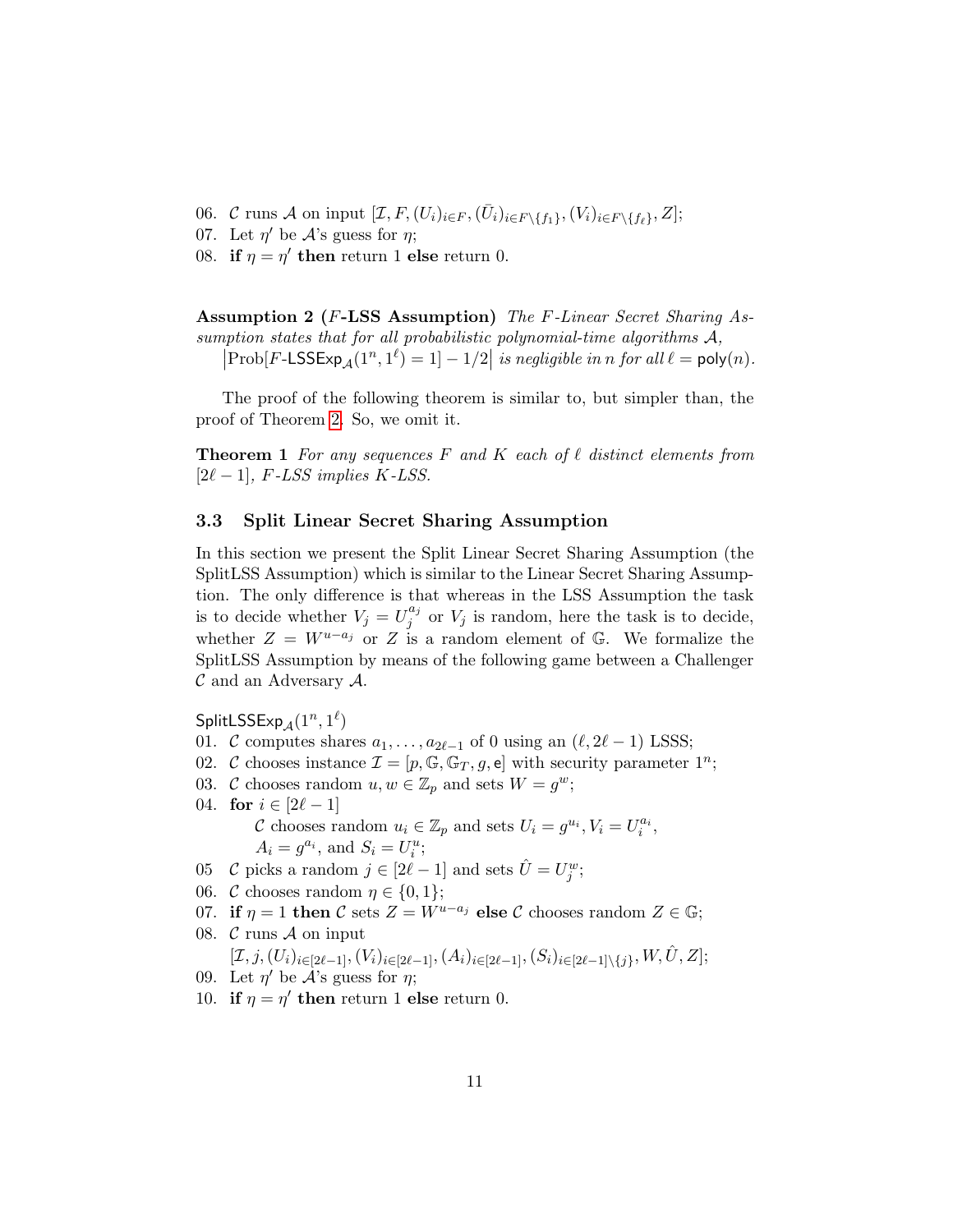06. $\mathcal{C}$ runs $\mathcal{A}$ on input $[\mathcal{I}, F, (U_i)_{i\in F}, (\bar{U}_i)_{i\in F\setminus\{f_1\}}, (V_i)_{i\in F\setminus\{f_\ell\}}, Z]$;
07. Let $\eta'$ be $\mathcal{A}$'s guess for $\eta$;
08. **if** $\eta = \eta'$ **then** return 1 **else** return 0.

**Assumption 2 ($F$-LSS Assumption)** *The $F$-Linear Secret Sharing Assumption states that for all probabilistic polynomial-time algorithms $\mathcal{A}$,*
$\left|\text{Prob}[F\text{-}\mathsf{LSSExp}_{\mathcal{A}}(1^n, 1^\ell) = 1] - 1/2\right|$ *is negligible in $n$ for all $\ell = \mathsf{poly}(n)$.*

The proof of the following theorem is similar to, but simpler than, the proof of Theorem 2. So, we omit it.

**Theorem 1** *For any sequences $F$ and $K$ each of $\ell$ distinct elements from $[2\ell-1]$, $F$-LSS implies $K$-LSS.*

### 3.3 Split Linear Secret Sharing Assumption

In this section we present the Split Linear Secret Sharing Assumption (the SplitLSS Assumption) which is similar to the Linear Secret Sharing Assumption. The only difference is that whereas in the LSS Assumption the task is to decide whether $V_j = U_j^{a_j}$ or $V_j$ is random, here the task is to decide, whether $Z = W^{u-a_j}$ or $Z$ is a random element of $\mathbb{G}$. We formalize the SplitLSS Assumption by means of the following game between a Challenger $\mathcal{C}$ and an Adversary $\mathcal{A}$.

$\mathsf{SplitLSSExp}_{\mathcal{A}}(1^n, 1^\ell)$
01. $\mathcal{C}$ computes shares $a_1, \ldots, a_{2\ell-1}$ of 0 using an $(\ell, 2\ell-1)$ LSSS;
02. $\mathcal{C}$ chooses instance $\mathcal{I} = [p, \mathbb{G}, \mathbb{G}_T, g, \mathsf{e}]$ with security parameter $1^n$;
03. $\mathcal{C}$ chooses random $u, w \in \mathbb{Z}_p$ and sets $W = g^w$;
04. **for** $i \in [2\ell-1]$
  $\mathcal{C}$ chooses random $u_i \in \mathbb{Z}_p$ and sets $U_i = g^{u_i}, V_i = U_i^{a_i}$,
  $A_i = g^{a_i}$, and $S_i = U_i^{u}$;
05 $\mathcal{C}$ picks a random $j \in [2\ell-1]$ and sets $\hat{U} = U_j^w$;
06. $\mathcal{C}$ chooses random $\eta \in \{0, 1\}$;
07. **if** $\eta = 1$ **then** $\mathcal{C}$ sets $Z = W^{u-a_j}$ **else** $\mathcal{C}$ chooses random $Z \in \mathbb{G}$;
08. $\mathcal{C}$ runs $\mathcal{A}$ on input
  $[\mathcal{I}, j, (U_i)_{i\in[2\ell-1]}, (V_i)_{i\in[2\ell-1]}, (A_i)_{i\in[2\ell-1]}, (S_i)_{i\in[2\ell-1]\setminus\{j\}}, W, \hat{U}, Z]$;
09. Let $\eta'$ be $\mathcal{A}$'s guess for $\eta$;
10. **if** $\eta = \eta'$ **then** return 1 **else** return 0.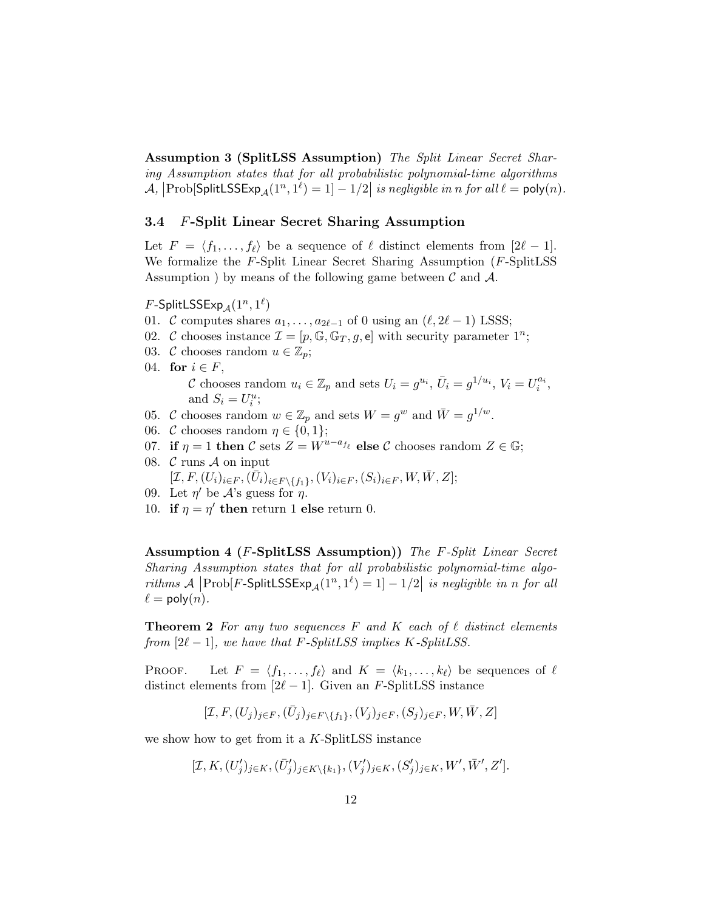**Assumption 3 (SplitLSS Assumption)** *The Split Linear Secret Sharing Assumption states that for all probabilistic polynomial-time algorithms $\mathcal{A}$, $\left|\text{Prob}[\mathsf{SplitLSSExp}_{\mathcal{A}}(1^n, 1^\ell) = 1] - 1/2\right|$ is negligible in $n$ for all $\ell = \mathsf{poly}(n)$.*

### 3.4 $F$-Split Linear Secret Sharing Assumption

Let $F = \langle f_1, \ldots, f_\ell \rangle$ be a sequence of $\ell$ distinct elements from $[2\ell - 1]$. We formalize the $F$-Split Linear Secret Sharing Assumption ($F$-SplitLSS Assumption ) by means of the following game between $\mathcal{C}$ and $\mathcal{A}$.

$F\text{-}\mathsf{SplitLSSExp}_{\mathcal{A}}(1^n, 1^\ell)$

01. $\mathcal{C}$ computes shares $a_1, \ldots, a_{2\ell-1}$ of 0 using an $(\ell, 2\ell - 1)$ LSSS;
02. $\mathcal{C}$ chooses instance $\mathcal{I} = [p, \mathbb{G}, \mathbb{G}_T, g, \mathsf{e}]$ with security parameter $1^n$;
03. $\mathcal{C}$ chooses random $u \in \mathbb{Z}_p$;
04. **for** $i \in F$,
    $\mathcal{C}$ chooses random $u_i \in \mathbb{Z}_p$ and sets $U_i = g^{u_i}$, $\bar{U}_i = g^{1/u_i}$, $V_i = U_i^{a_i}$, and $S_i = U_i^u$;
05. $\mathcal{C}$ chooses random $w \in \mathbb{Z}_p$ and sets $W = g^w$ and $\bar{W} = g^{1/w}$.
06. $\mathcal{C}$ chooses random $\eta \in \{0, 1\}$;
07. **if** $\eta = 1$ **then** $\mathcal{C}$ sets $Z = W^{u - a_{f_\ell}}$ **else** $\mathcal{C}$ chooses random $Z \in \mathbb{G}$;
08. $\mathcal{C}$ runs $\mathcal{A}$ on input
    $[\mathcal{I}, F, (U_i)_{i \in F}, (\bar{U}_i)_{i \in F \setminus \{f_1\}}, (V_i)_{i \in F}, (S_i)_{i \in F}, W, \bar{W}, Z]$;
09. Let $\eta'$ be $\mathcal{A}$'s guess for $\eta$.
10. **if** $\eta = \eta'$ **then** return 1 **else** return 0.

**Assumption 4 ($F$-SplitLSS Assumption))** *The $F$-Split Linear Secret Sharing Assumption states that for all probabilistic polynomial-time algorithms $\mathcal{A}$ $\left|\text{Prob}[F\text{-}\mathsf{SplitLSSExp}_{\mathcal{A}}(1^n, 1^\ell) = 1] - 1/2\right|$ is negligible in $n$ for all $\ell = \mathsf{poly}(n)$.*

**Theorem 2** *For any two sequences $F$ and $K$ each of $\ell$ distinct elements from $[2\ell - 1]$, we have that $F$-SplitLSS implies $K$-SplitLSS.*

Proof. Let $F = \langle f_1, \ldots, f_\ell \rangle$ and $K = \langle k_1, \ldots, k_\ell \rangle$ be sequences of $\ell$ distinct elements from $[2\ell - 1]$. Given an $F$-SplitLSS instance

$$[\mathcal{I}, F, (U_j)_{j \in F}, (\bar{U}_j)_{j \in F \setminus \{f_1\}}, (V_j)_{j \in F}, (S_j)_{j \in F}, W, \bar{W}, Z]$$

we show how to get from it a $K$-SplitLSS instance

$$[\mathcal{I}, K, (U'_j)_{j \in K}, (\bar{U}'_j)_{j \in K \setminus \{k_1\}}, (V'_j)_{j \in K}, (S'_j)_{j \in K}, W', \bar{W}', Z'].$$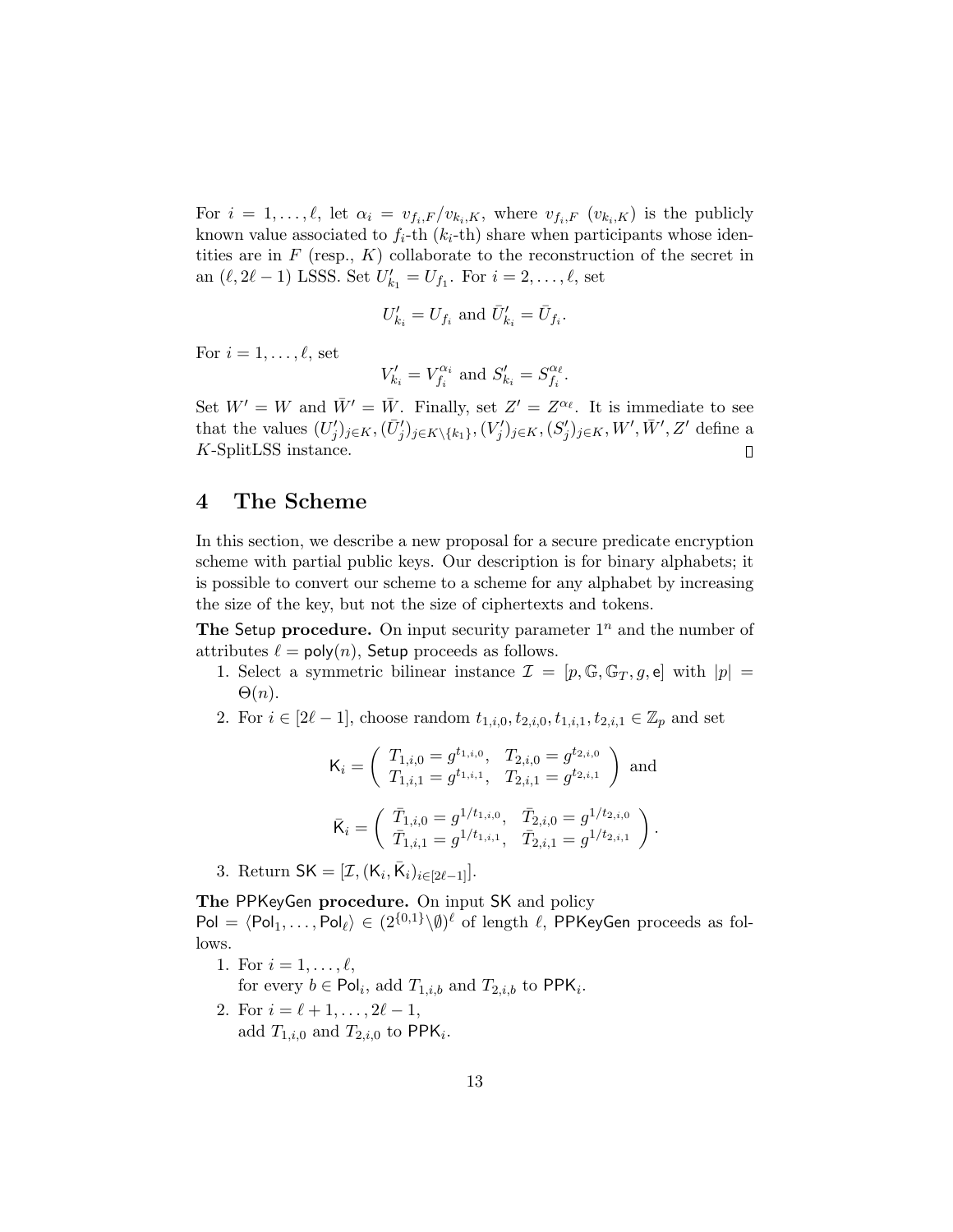For $i = 1, \ldots, \ell$, let $\alpha_i = v_{f_i,F}/v_{k_i,K}$, where $v_{f_i,F}$ ($v_{k_i,K}$) is the publicly known value associated to $f_i$-th ($k_i$-th) share when participants whose identities are in $F$ (resp., $K$) collaborate to the reconstruction of the secret in an $(\ell, 2\ell-1)$ LSSS. Set $U'_{k_1} = U_{f_1}$. For $i = 2, \ldots, \ell$, set

$$U'_{k_i} = U_{f_i} \text{ and } \bar{U}'_{k_i} = \bar{U}_{f_i}.$$

For $i = 1, \ldots, \ell$, set

$$V'_{k_i} = V_{f_i}^{\alpha_i} \text{ and } S'_{k_i} = S_{f_i}^{\alpha_\ell}.$$

Set $W' = W$ and $\bar{W}' = \bar{W}$. Finally, set $Z' = Z^{\alpha_\ell}$. It is immediate to see that the values $(U'_j)_{j\in K}, (\bar{U}'_j)_{j\in K\setminus\{k_1\}}, (V'_j)_{j\in K}, (S'_j)_{j\in K}, W', \bar{W}', Z'$ define a $K$-SplitLSS instance. □

# 4 The Scheme

In this section, we describe a new proposal for a secure predicate encryption scheme with partial public keys. Our description is for binary alphabets; it is possible to convert our scheme to a scheme for any alphabet by increasing the size of the key, but not the size of ciphertexts and tokens.

**The Setup procedure.** On input security parameter $1^n$ and the number of attributes $\ell = \mathsf{poly}(n)$, Setup proceeds as follows.

1. Select a symmetric bilinear instance $\mathcal{I} = [p, \mathbb{G}, \mathbb{G}_T, g, \mathsf{e}]$ with $|p| = \Theta(n)$.
2. For $i \in [2\ell-1]$, choose random $t_{1,i,0}, t_{2,i,0}, t_{1,i,1}, t_{2,i,1} \in \mathbb{Z}_p$ and set

$$\mathsf{K}_i = \left( \begin{array}{ll} T_{1,i,0} = g^{t_{1,i,0}}, & T_{2,i,0} = g^{t_{2,i,0}} \\ T_{1,i,1} = g^{t_{1,i,1}}, & T_{2,i,1} = g^{t_{2,i,1}} \end{array} \right) \text{ and}$$

$$\bar{\mathsf{K}}_i = \left( \begin{array}{ll} \bar{T}_{1,i,0} = g^{1/t_{1,i,0}}, & \bar{T}_{2,i,0} = g^{1/t_{2,i,0}} \\ \bar{T}_{1,i,1} = g^{1/t_{1,i,1}}, & \bar{T}_{2,i,1} = g^{1/t_{2,i,1}} \end{array} \right).$$

3. Return $\mathsf{SK} = [\mathcal{I}, (\mathsf{K}_i, \bar{\mathsf{K}}_i)_{i\in[2\ell-1]}]$.

**The PPKeyGen procedure.** On input SK and policy $\mathsf{Pol} = \langle \mathsf{Pol}_1, \ldots, \mathsf{Pol}_\ell \rangle \in (2^{\{0,1\}} \setminus \emptyset)^\ell$ of length $\ell$, PPKeyGen proceeds as follows.

1. For $i = 1, \ldots, \ell$,
   for every $b \in \mathsf{Pol}_i$, add $T_{1,i,b}$ and $T_{2,i,b}$ to $\mathsf{PPK}_i$.
2. For $i = \ell+1, \ldots, 2\ell-1$,
   add $T_{1,i,0}$ and $T_{2,i,0}$ to $\mathsf{PPK}_i$.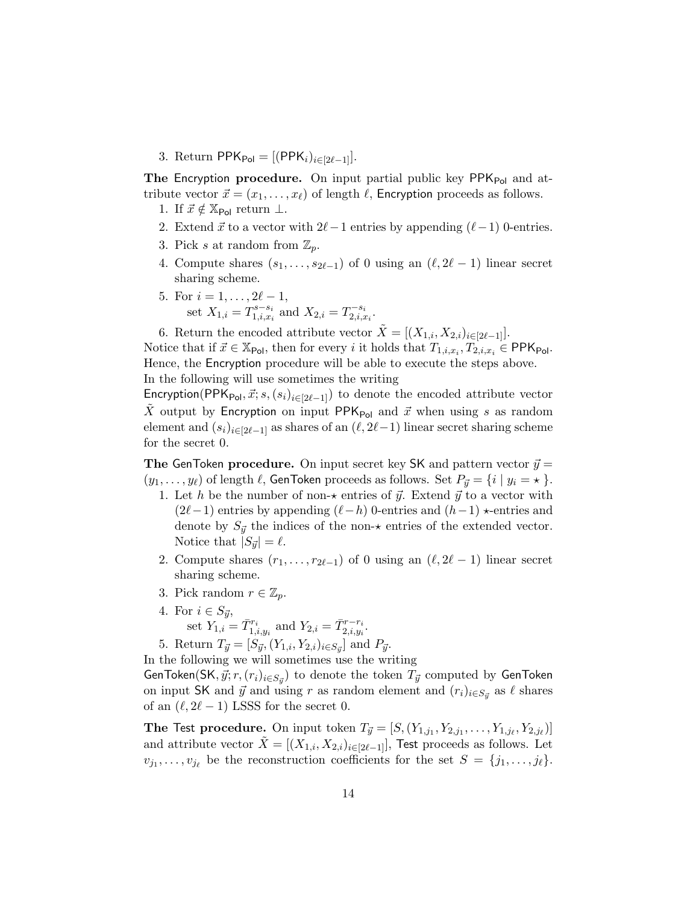3. Return $\mathsf{PPK}_{\mathsf{Pol}} = [(\mathsf{PPK}_i)_{i \in [2\ell-1]}]$.

**The** Encryption **procedure.** On input partial public key $\mathsf{PPK}_{\mathsf{Pol}}$ and attribute vector $\vec{x} = (x_1, \ldots, x_\ell)$ of length $\ell$, Encryption proceeds as follows.

1. If $\vec{x} \notin \mathbb{X}_{\mathsf{Pol}}$ return $\perp$.
2. Extend $\vec{x}$ to a vector with $2\ell-1$ entries by appending $(\ell-1)$ 0-entries.
3. Pick $s$ at random from $\mathbb{Z}_p$.
4. Compute shares $(s_1, \ldots, s_{2\ell-1})$ of 0 using an $(\ell, 2\ell-1)$ linear secret sharing scheme.
5. For $i = 1, \ldots, 2\ell-1$,
   set $X_{1,i} = T_{1,i,x_i}^{s-s_i}$ and $X_{2,i} = T_{2,i,x_i}^{-s_i}$.
6. Return the encoded attribute vector $\tilde{X} = [(X_{1,i}, X_{2,i})_{i \in [2\ell-1]}]$.

Notice that if $\vec{x} \in \mathbb{X}_{\mathsf{Pol}}$, then for every $i$ it holds that $T_{1,i,x_i}, T_{2,i,x_i} \in \mathsf{PPK}_{\mathsf{Pol}}$. Hence, the Encryption procedure will be able to execute the steps above.
In the following will use sometimes the writing
$\mathsf{Encryption}(\mathsf{PPK}_{\mathsf{Pol}}, \vec{x}; s, (s_i)_{i \in [2\ell-1]})$ to denote the encoded attribute vector $\tilde{X}$ output by Encryption on input $\mathsf{PPK}_{\mathsf{Pol}}$ and $\vec{x}$ when using $s$ as random element and $(s_i)_{i \in [2\ell-1]}$ as shares of an $(\ell, 2\ell-1)$ linear secret sharing scheme for the secret 0.

**The** GenToken **procedure.** On input secret key $\mathsf{SK}$ and pattern vector $\vec{y} = (y_1, \ldots, y_\ell)$ of length $\ell$, GenToken proceeds as follows. Set $P_{\vec{y}} = \{i \mid y_i = \star\}$.

1. Let $h$ be the number of non-$\star$ entries of $\vec{y}$. Extend $\vec{y}$ to a vector with $(2\ell-1)$ entries by appending $(\ell-h)$ 0-entries and $(h-1)$ $\star$-entries and denote by $S_{\vec{y}}$ the indices of the non-$\star$ entries of the extended vector. Notice that $|S_{\vec{y}}| = \ell$.
2. Compute shares $(r_1, \ldots, r_{2\ell-1})$ of 0 using an $(\ell, 2\ell-1)$ linear secret sharing scheme.
3. Pick random $r \in \mathbb{Z}_p$.
4. For $i \in S_{\vec{y}}$,
   set $Y_{1,i} = \bar{T}_{1,i,y_i}^{r_i}$ and $Y_{2,i} = \bar{T}_{2,i,y_i}^{r-r_i}$.
5. Return $T_{\vec{y}} = [S_{\vec{y}}, (Y_{1,i}, Y_{2,i})_{i \in S_{\vec{y}}}]$ and $P_{\vec{y}}$.

In the following we will sometimes use the writing
$\mathsf{GenToken}(\mathsf{SK}, \vec{y}; r, (r_i)_{i \in S_{\vec{y}}})$ to denote the token $T_{\vec{y}}$ computed by GenToken on input $\mathsf{SK}$ and $\vec{y}$ and using $r$ as random element and $(r_i)_{i \in S_{\vec{y}}}$ as $\ell$ shares of an $(\ell, 2\ell-1)$ LSSS for the secret 0.

**The** Test **procedure.** On input token $T_{\vec{y}} = [S, (Y_{1,j_1}, Y_{2,j_1}, \ldots, Y_{1,j_\ell}, Y_{2,j_\ell})]$ and attribute vector $\tilde{X} = [(X_{1,i}, X_{2,i})_{i \in [2\ell-1]}]$, Test proceeds as follows. Let $v_{j_1}, \ldots, v_{j_\ell}$ be the reconstruction coefficients for the set $S = \{j_1, \ldots, j_\ell\}$.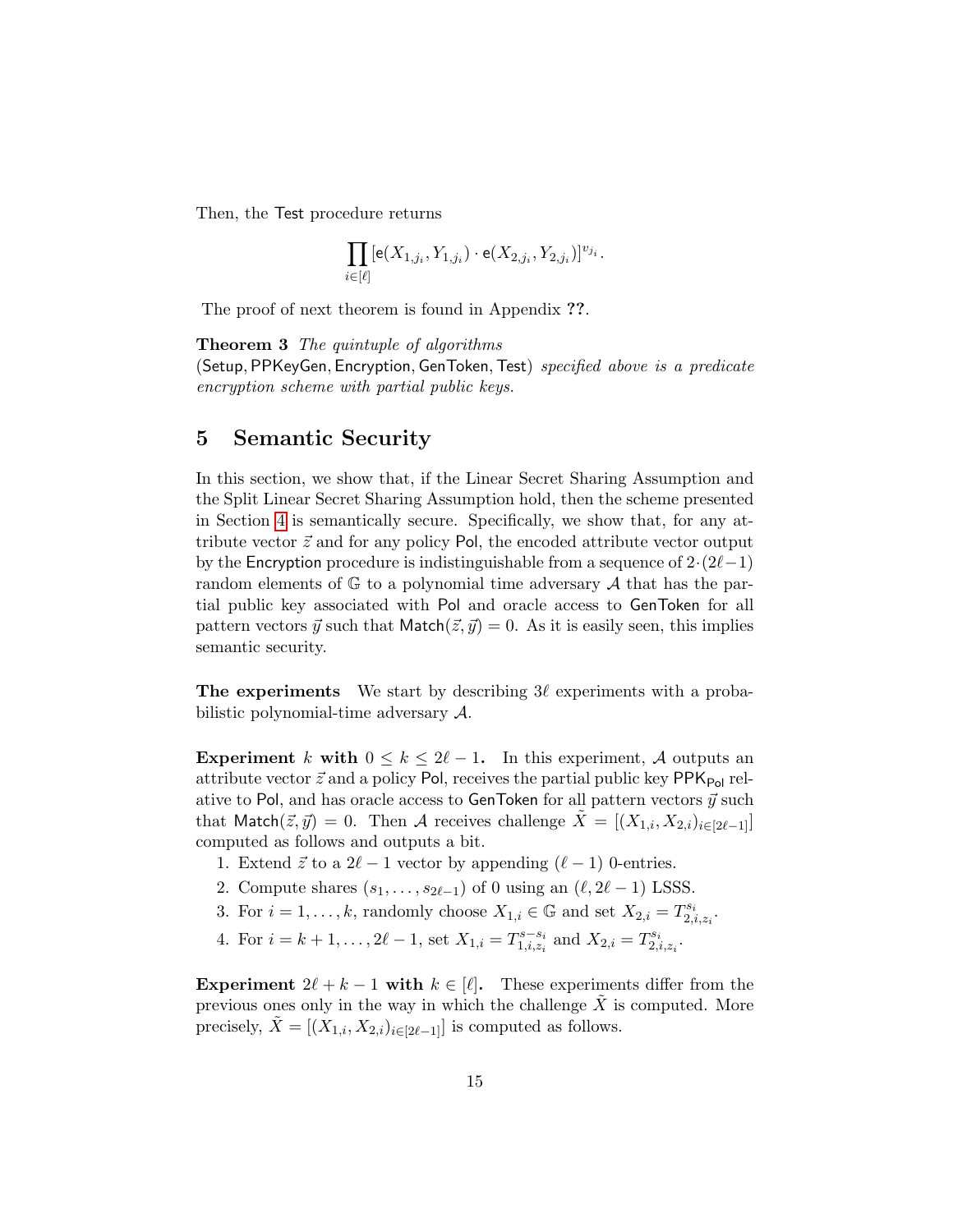Then, the Test procedure returns

$$\prod_{i\in[\ell]} [\mathsf{e}(X_{1,j_i}, Y_{1,j_i}) \cdot \mathsf{e}(X_{2,j_i}, Y_{2,j_i})]^{v_{j_i}}.$$

The proof of next theorem is found in Appendix **??**.

**Theorem 3** *The quintuple of algorithms* (Setup, PPKeyGen, Encryption, GenToken, Test) *specified above is a predicate encryption scheme with partial public keys.*

## 5 Semantic Security

In this section, we show that, if the Linear Secret Sharing Assumption and the Split Linear Secret Sharing Assumption hold, then the scheme presented in Section 4 is semantically secure. Specifically, we show that, for any attribute vector $\vec{z}$ and for any policy Pol, the encoded attribute vector output by the Encryption procedure is indistinguishable from a sequence of $2\cdot(2\ell-1)$ random elements of $\mathbb{G}$ to a polynomial time adversary $\mathcal{A}$ that has the partial public key associated with Pol and oracle access to GenToken for all pattern vectors $\vec{y}$ such that $\mathsf{Match}(\vec{z},\vec{y}) = 0$. As it is easily seen, this implies semantic security.

**The experiments** We start by describing $3\ell$ experiments with a probabilistic polynomial-time adversary $\mathcal{A}$.

**Experiment $k$ with $0 \le k \le 2\ell - 1$.** In this experiment, $\mathcal{A}$ outputs an attribute vector $\vec{z}$ and a policy Pol, receives the partial public key $\mathsf{PPK}_{\mathsf{Pol}}$ relative to Pol, and has oracle access to GenToken for all pattern vectors $\vec{y}$ such that $\mathsf{Match}(\vec{z},\vec{y}) = 0$. Then $\mathcal{A}$ receives challenge $\tilde{X} = [(X_{1,i}, X_{2,i})_{i\in[2\ell-1]}]$ computed as follows and outputs a bit.

1. Extend $\vec{z}$ to a $2\ell - 1$ vector by appending $(\ell - 1)$ 0-entries.
2. Compute shares $(s_1, \ldots, s_{2\ell-1})$ of 0 using an $(\ell, 2\ell - 1)$ LSSS.
3. For $i = 1, \ldots, k$, randomly choose $X_{1,i} \in \mathbb{G}$ and set $X_{2,i} = T_{2,i,z_i}^{s_i}$.
4. For $i = k + 1, \ldots, 2\ell - 1$, set $X_{1,i} = T_{1,i,z_i}^{s-s_i}$ and $X_{2,i} = T_{2,i,z_i}^{s_i}$.

**Experiment $2\ell + k - 1$ with $k \in [\ell]$.** These experiments differ from the previous ones only in the way in which the challenge $\tilde{X}$ is computed. More precisely, $\tilde{X} = [(X_{1,i}, X_{2,i})_{i\in[2\ell-1]}]$ is computed as follows.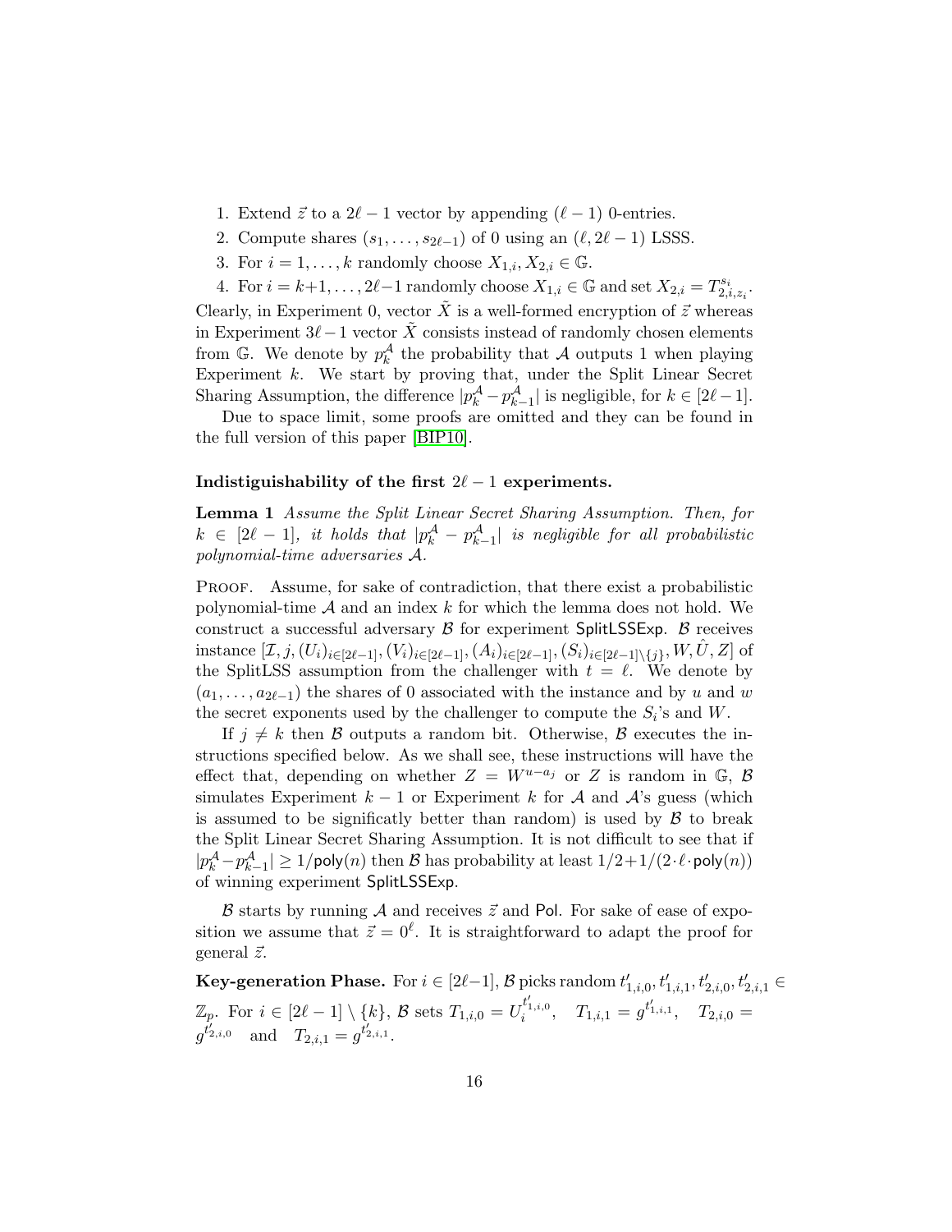1. Extend $\vec{z}$ to a $2\ell - 1$ vector by appending $(\ell - 1)$ 0-entries.
2. Compute shares $(s_1, \ldots, s_{2\ell-1})$ of 0 using an $(\ell, 2\ell - 1)$ LSSS.
3. For $i = 1, \ldots, k$ randomly choose $X_{1,i}, X_{2,i} \in \mathbb{G}$.
4. For $i = k+1, \ldots, 2\ell-1$ randomly choose $X_{1,i} \in \mathbb{G}$ and set $X_{2,i} = T_{2,i,z_i}^{s_i}$.

Clearly, in Experiment 0, vector $\tilde{X}$ is a well-formed encryption of $\vec{z}$ whereas in Experiment $3\ell - 1$ vector $\tilde{X}$ consists instead of randomly chosen elements from $\mathbb{G}$. We denote by $p_k^{\mathcal{A}}$ the probability that $\mathcal{A}$ outputs 1 when playing Experiment $k$. We start by proving that, under the Split Linear Secret Sharing Assumption, the difference $|p_k^{\mathcal{A}} - p_{k-1}^{\mathcal{A}}|$ is negligible, for $k \in [2\ell - 1]$.

Due to space limit, some proofs are omitted and they can be found in the full version of this paper [BIP10].

**Indistiguishability of the first $2\ell - 1$ experiments.**

**Lemma 1** *Assume the Split Linear Secret Sharing Assumption. Then, for $k \in [2\ell - 1]$, it holds that $|p_k^{\mathcal{A}} - p_{k-1}^{\mathcal{A}}|$ is negligible for all probabilistic polynomial-time adversaries $\mathcal{A}$.*

Proof. Assume, for sake of contradiction, that there exist a probabilistic polynomial-time $\mathcal{A}$ and an index $k$ for which the lemma does not hold. We construct a successful adversary $\mathcal{B}$ for experiment SplitLSSExp. $\mathcal{B}$ receives instance $[\mathcal{I}, j, (U_i)_{i\in[2\ell-1]}, (V_i)_{i\in[2\ell-1]}, (A_i)_{i\in[2\ell-1]}, (S_i)_{i\in[2\ell-1]\setminus\{j\}}, W, \hat{U}, Z]$ of the SplitLSS assumption from the challenger with $t = \ell$. We denote by $(a_1, \ldots, a_{2\ell-1})$ the shares of 0 associated with the instance and by $u$ and $w$ the secret exponents used by the challenger to compute the $S_i$'s and $W$.

If $j \neq k$ then $\mathcal{B}$ outputs a random bit. Otherwise, $\mathcal{B}$ executes the instructions specified below. As we shall see, these instructions will have the effect that, depending on whether $Z = W^{u-a_j}$ or $Z$ is random in $\mathbb{G}$, $\mathcal{B}$ simulates Experiment $k - 1$ or Experiment $k$ for $\mathcal{A}$ and $\mathcal{A}$'s guess (which is assumed to be significatly better than random) is used by $\mathcal{B}$ to break the Split Linear Secret Sharing Assumption. It is not difficult to see that if $|p_k^{\mathcal{A}} - p_{k-1}^{\mathcal{A}}| \geq 1/\mathsf{poly}(n)$ then $\mathcal{B}$ has probability at least $1/2 + 1/(2 \cdot \ell \cdot \mathsf{poly}(n))$ of winning experiment SplitLSSExp.

$\mathcal{B}$ starts by running $\mathcal{A}$ and receives $\vec{z}$ and Pol. For sake of ease of exposition we assume that $\vec{z} = 0^\ell$. It is straightforward to adapt the proof for general $\vec{z}$.

**Key-generation Phase.** For $i \in [2\ell-1]$, $\mathcal{B}$ picks random $t'_{1,i,0}, t'_{1,i,1}, t'_{2,i,0}, t'_{2,i,1} \in \mathbb{Z}_p$. For $i \in [2\ell - 1] \setminus \{k\}$, $\mathcal{B}$ sets $T_{1,i,0} = U_i^{t'_{1,i,0}}$, $T_{1,i,1} = g^{t'_{1,i,1}}$, $T_{2,i,0} = g^{t'_{2,i,0}}$ and $T_{2,i,1} = g^{t'_{2,i,1}}$.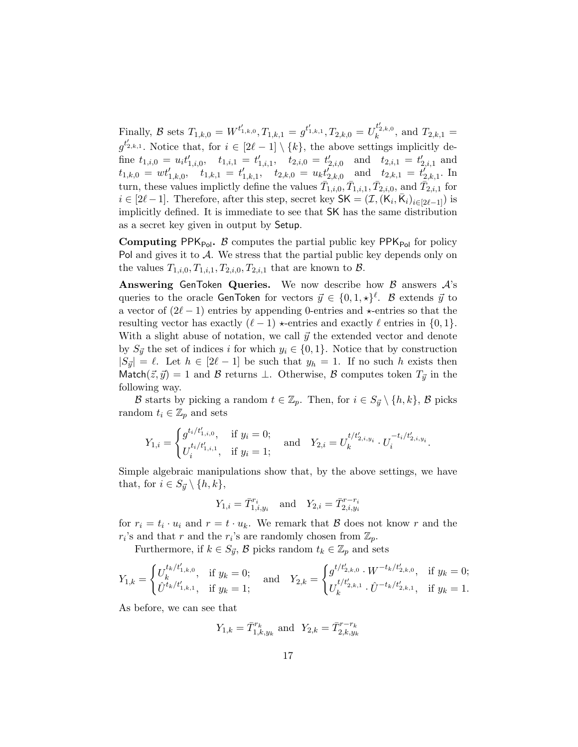Finally, $\mathcal{B}$ sets $T_{1,k,0} = W^{t'_{1,k,0}}, T_{1,k,1} = g^{t'_{1,k,1}}, T_{2,k,0} = U_k^{t'_{2,k,0}}$, and $T_{2,k,1} = g^{t'_{2,k,1}}$. Notice that, for $i \in [2\ell - 1] \setminus \{k\}$, the above settings implicitly define $t_{1,i,0} = u_i t'_{1,i,0}$, $\quad t_{1,i,1} = t'_{1,i,1}$, $\quad t_{2,i,0} = t'_{2,i,0}$ and $t_{2,i,1} = t'_{2,i,1}$ and $t_{1,k,0} = w t'_{1,k,0}$, $\quad t_{1,k,1} = t'_{1,k,1}$, $\quad t_{2,k,0} = u_k t'_{2,k,0}$ and $t_{2,k,1} = t'_{2,k,1}$. In turn, these values implictly define the values $\bar{T}_{1,i,0}, \bar{T}_{1,i,1}, \bar{T}_{2,i,0}$, and $\bar{T}_{2,i,1}$ for $i \in [2\ell - 1]$. Therefore, after this step, secret key $\mathsf{SK} = (\mathcal{I}, (\mathsf{K}_i, \bar{\mathsf{K}}_i)_{i \in [2\ell-1]})$ is implicitly defined. It is immediate to see that $\mathsf{SK}$ has the same distribution as a secret key given in output by $\mathsf{Setup}$.

**Computing $\mathsf{PPK}_{\mathsf{Pol}}$.** $\mathcal{B}$ computes the partial public key $\mathsf{PPK}_{\mathsf{Pol}}$ for policy $\mathsf{Pol}$ and gives it to $\mathcal{A}$. We stress that the partial public key depends only on the values $T_{1,i,0}, T_{1,i,1}, T_{2,i,0}, T_{2,i,1}$ that are known to $\mathcal{B}$.

**Answering $\mathsf{GenToken}$ Queries.** We now describe how $\mathcal{B}$ answers $\mathcal{A}$'s queries to the oracle $\mathsf{GenToken}$ for vectors $\vec{y} \in \{0, 1, \star\}^\ell$. $\mathcal{B}$ extends $\vec{y}$ to a vector of $(2\ell - 1)$ entries by appending 0-entries and $\star$-entries so that the resulting vector has exactly $(\ell - 1)$ $\star$-entries and exactly $\ell$ entries in $\{0, 1\}$. With a slight abuse of notation, we call $\vec{y}$ the extended vector and denote by $S_{\vec{y}}$ the set of indices $i$ for which $y_i \in \{0, 1\}$. Notice that by construction $|S_{\vec{y}}| = \ell$. Let $h \in [2\ell - 1]$ be such that $y_h = 1$. If no such $h$ exists then $\mathsf{Match}(\vec{z}, \vec{y}) = 1$ and $\mathcal{B}$ returns $\perp$. Otherwise, $\mathcal{B}$ computes token $T_{\vec{y}}$ in the following way.

$\mathcal{B}$ starts by picking a random $t \in \mathbb{Z}_p$. Then, for $i \in S_{\vec{y}} \setminus \{h, k\}$, $\mathcal{B}$ picks random $t_i \in \mathbb{Z}_p$ and sets

$$Y_{1,i} = \begin{cases} g^{t_i/t'_{1,i,0}}, & \text{if } y_i = 0; \\ U_i^{t_i/t'_{1,i,1}}, & \text{if } y_i = 1; \end{cases} \quad \text{and} \quad Y_{2,i} = U_k^{t/t'_{2,i,y_i}} \cdot U_i^{-t_i/t'_{2,i,y_i}}.$$

Simple algebraic manipulations show that, by the above settings, we have that, for $i \in S_{\vec{y}} \setminus \{h, k\}$,

$$Y_{1,i} = \bar{T}_{1,i,y_i}^{r_i} \quad \text{and} \quad Y_{2,i} = \bar{T}_{2,i,y_i}^{r - r_i}$$

for $r_i = t_i \cdot u_i$ and $r = t \cdot u_k$. We remark that $\mathcal{B}$ does not know $r$ and the $r_i$'s and that $r$ and the $r_i$'s are randomly chosen from $\mathbb{Z}_p$.

Furthermore, if $k \in S_{\vec{y}}$, $\mathcal{B}$ picks random $t_k \in \mathbb{Z}_p$ and sets

$$Y_{1,k} = \begin{cases} U_k^{t_k/t'_{1,k,0}}, & \text{if } y_k = 0; \\ \hat{U}^{t_k/t'_{1,k,1}}, & \text{if } y_k = 1; \end{cases} \quad \text{and} \quad Y_{2,k} = \begin{cases} g^{t/t'_{2,k,0}} \cdot W^{-t_k/t'_{2,k,0}}, & \text{if } y_k = 0; \\ U_k^{t/t'_{2,k,1}} \cdot \hat{U}^{-t_k/t'_{2,k,1}}, & \text{if } y_k = 1. \end{cases}$$

As before, we can see that

$$Y_{1,k} = \bar{T}_{1,k,y_k}^{r_k} \text{ and } Y_{2,k} = \bar{T}_{2,k,y_k}^{r - r_k}$$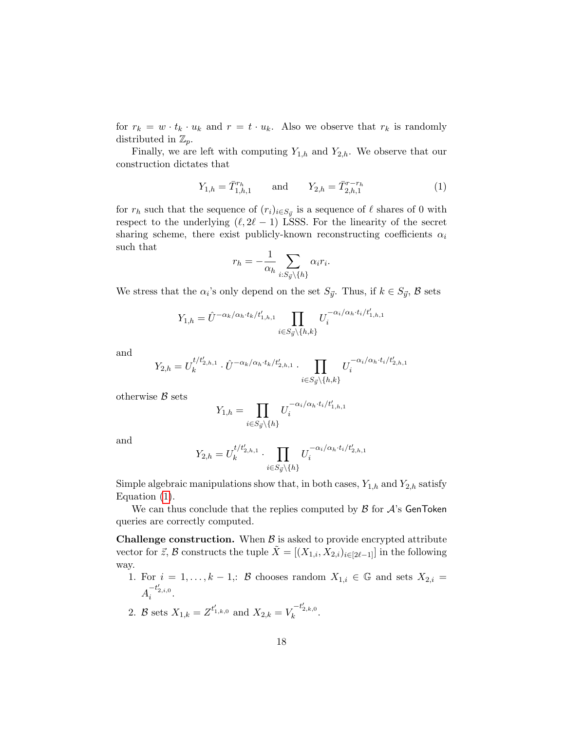for $r_k = w \cdot t_k \cdot u_k$ and $r = t \cdot u_k$. Also we observe that $r_k$ is randomly distributed in $\mathbb{Z}_p$.

Finally, we are left with computing $Y_{1,h}$ and $Y_{2,h}$. We observe that our construction dictates that

$$Y_{1,h} = \bar{T}_{1,h,1}^{r_h} \qquad \text{and} \qquad Y_{2,h} = \bar{T}_{2,h,1}^{r-r_h} \tag{1}$$

for $r_h$ such that the sequence of $(r_i)_{i \in S_{\vec{y}}}$ is a sequence of $\ell$ shares of 0 with respect to the underlying $(\ell, 2\ell-1)$ LSSS. For the linearity of the secret sharing scheme, there exist publicly-known reconstructing coefficients $\alpha_i$ such that

$$r_h = -\frac{1}{\alpha_h} \sum_{i: S_{\vec{y}} \setminus \{h\}} \alpha_i r_i.$$

We stress that the $\alpha_i$'s only depend on the set $S_{\vec{y}}$. Thus, if $k \in S_{\vec{y}}$, $\mathcal{B}$ sets

$$Y_{1,h} = \hat{U}^{-\alpha_k/\alpha_h \cdot t_k / t'_{1,h,1}} \prod_{i \in S_{\vec{y}} \setminus \{h,k\}} U_i^{-\alpha_i/\alpha_h \cdot t_i / t'_{1,h,1}}$$

and

$$Y_{2,h} = U_k^{t/t'_{2,h,1}} \cdot \hat{U}^{-\alpha_k/\alpha_h \cdot t_k / t'_{2,h,1}} \cdot \prod_{i \in S_{\vec{y}} \setminus \{h,k\}} U_i^{-\alpha_i/\alpha_h \cdot t_i / t'_{2,h,1}}$$

otherwise $\mathcal{B}$ sets

$$Y_{1,h} = \prod_{i \in S_{\vec{y}} \setminus \{h\}} U_i^{-\alpha_i/\alpha_h \cdot t_i / t'_{1,h,1}}$$

and

$$Y_{2,h} = U_k^{t/t'_{2,h,1}} \cdot \prod_{i \in S_{\vec{y}} \setminus \{h\}} U_i^{-\alpha_i/\alpha_h \cdot t_i / t'_{2,h,1}}$$

Simple algebraic manipulations show that, in both cases, $Y_{1,h}$ and $Y_{2,h}$ satisfy Equation (1).

We can thus conclude that the replies computed by $\mathcal{B}$ for $\mathcal{A}$'s GenToken queries are correctly computed.

**Challenge construction.** When $\mathcal{B}$ is asked to provide encrypted attribute vector for $\vec{z}$, $\mathcal{B}$ constructs the tuple $\tilde{X} = [(X_{1,i}, X_{2,i})_{i \in [2\ell-1]}]$ in the following way.

1. For $i = 1, \ldots, k-1$,: $\mathcal{B}$ chooses random $X_{1,i} \in \mathbb{G}$ and sets $X_{2,i} = A_i^{-t'_{2,i,0}}$.
2. $\mathcal{B}$ sets $X_{1,k} = Z^{t'_{1,k,0}}$ and $X_{2,k} = V_k^{-t'_{2,k,0}}$.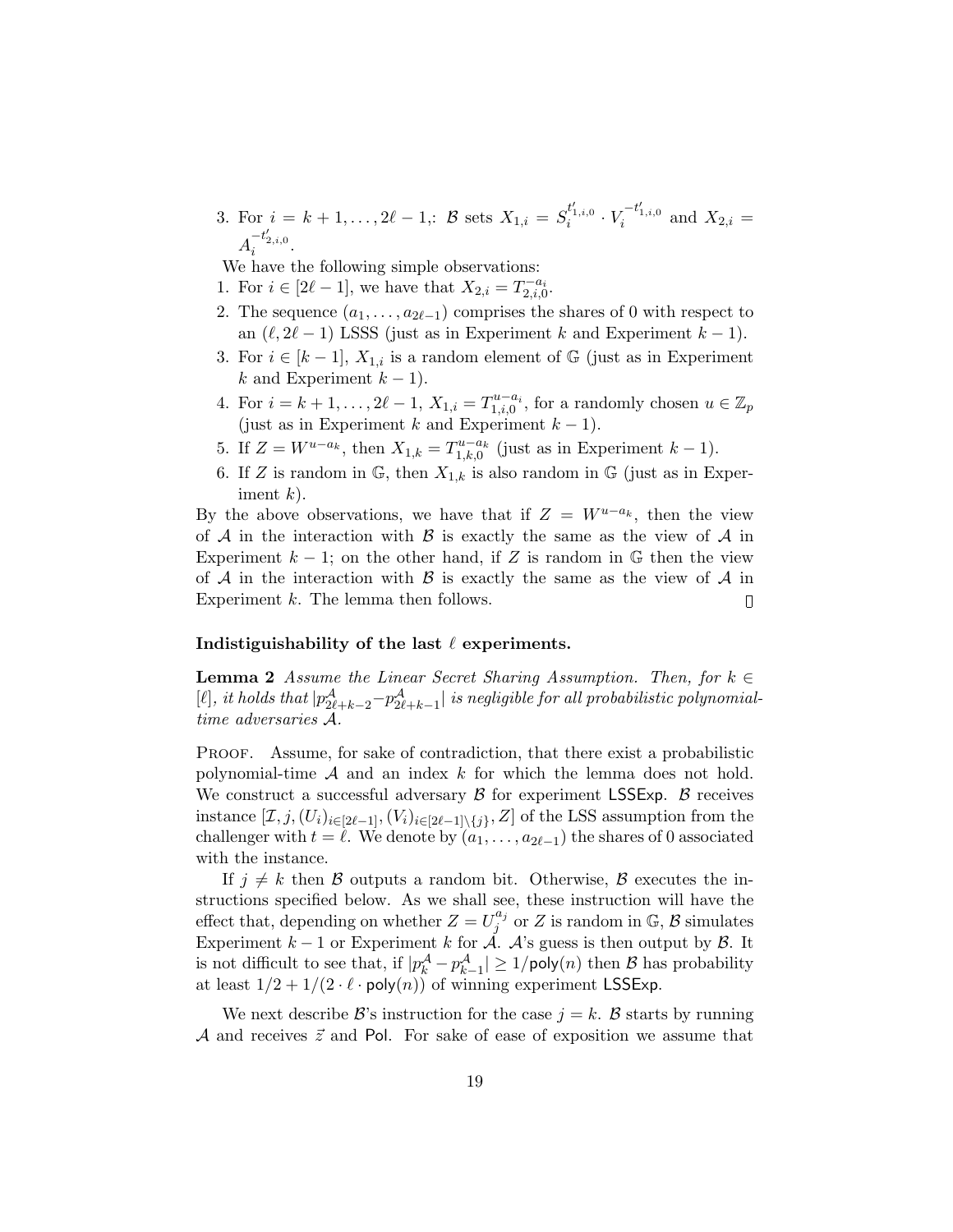3. For $i = k+1, \ldots, 2\ell-1$,: $\mathcal{B}$ sets $X_{1,i} = S_i^{t'_{1,i,0}} \cdot V_i^{-t'_{1,i,0}}$ and $X_{2,i} = A_i^{-t'_{2,i,0}}$.

We have the following simple observations:

1. For $i \in [2\ell-1]$, we have that $X_{2,i} = T_{2,i,0}^{-a_i}$.
2. The sequence $(a_1, \ldots, a_{2\ell-1})$ comprises the shares of 0 with respect to an $(\ell, 2\ell-1)$ LSSS (just as in Experiment $k$ and Experiment $k-1$).
3. For $i \in [k-1]$, $X_{1,i}$ is a random element of $\mathbb{G}$ (just as in Experiment $k$ and Experiment $k-1$).
4. For $i = k+1, \ldots, 2\ell-1$, $X_{1,i} = T_{1,i,0}^{u-a_i}$, for a randomly chosen $u \in \mathbb{Z}_p$ (just as in Experiment $k$ and Experiment $k-1$).
5. If $Z = W^{u-a_k}$, then $X_{1,k} = T_{1,k,0}^{u-a_k}$ (just as in Experiment $k-1$).
6. If $Z$ is random in $\mathbb{G}$, then $X_{1,k}$ is also random in $\mathbb{G}$ (just as in Experiment $k$).

By the above observations, we have that if $Z = W^{u-a_k}$, then the view of $\mathcal{A}$ in the interaction with $\mathcal{B}$ is exactly the same as the view of $\mathcal{A}$ in Experiment $k-1$; on the other hand, if $Z$ is random in $\mathbb{G}$ then the view of $\mathcal{A}$ in the interaction with $\mathcal{B}$ is exactly the same as the view of $\mathcal{A}$ in Experiment $k$. The lemma then follows. □

**Indistiguishability of the last $\ell$ experiments.**

**Lemma 2** *Assume the Linear Secret Sharing Assumption. Then, for $k \in [\ell]$, it holds that $|p^{\mathcal{A}}_{2\ell+k-2} - p^{\mathcal{A}}_{2\ell+k-1}|$ is negligible for all probabilistic polynomial-time adversaries $\mathcal{A}$.*

Proof. Assume, for sake of contradiction, that there exist a probabilistic polynomial-time $\mathcal{A}$ and an index $k$ for which the lemma does not hold. We construct a successful adversary $\mathcal{B}$ for experiment $\mathsf{LSSExp}$. $\mathcal{B}$ receives instance $[\mathcal{I}, j, (U_i)_{i\in[2\ell-1]}, (V_i)_{i\in[2\ell-1]\setminus\{j\}}, Z]$ of the LSS assumption from the challenger with $t = \ell$. We denote by $(a_1, \ldots, a_{2\ell-1})$ the shares of 0 associated with the instance.

If $j \neq k$ then $\mathcal{B}$ outputs a random bit. Otherwise, $\mathcal{B}$ executes the instructions specified below. As we shall see, these instruction will have the effect that, depending on whether $Z = U_j^{a_j}$ or $Z$ is random in $\mathbb{G}$, $\mathcal{B}$ simulates Experiment $k-1$ or Experiment $k$ for $\mathcal{A}$. $\mathcal{A}$'s guess is then output by $\mathcal{B}$. It is not difficult to see that, if $|p^{\mathcal{A}}_k - p^{\mathcal{A}}_{k-1}| \geq 1/\mathsf{poly}(n)$ then $\mathcal{B}$ has probability at least $1/2 + 1/(2 \cdot \ell \cdot \mathsf{poly}(n))$ of winning experiment $\mathsf{LSSExp}$.

We next describe $\mathcal{B}$'s instruction for the case $j = k$. $\mathcal{B}$ starts by running $\mathcal{A}$ and receives $\vec{z}$ and $\mathsf{Pol}$. For sake of ease of exposition we assume that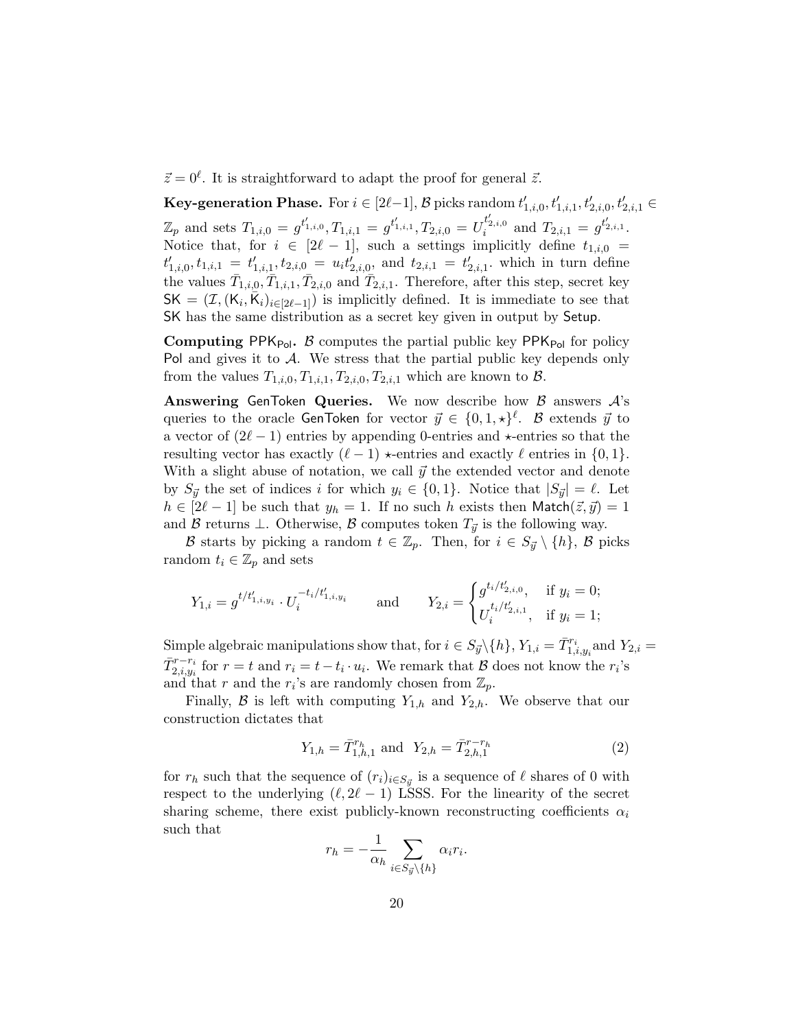$\vec{z} = 0^\ell$. It is straightforward to adapt the proof for general $\vec{z}$.

**Key-generation Phase.** For $i \in [2\ell - 1]$, $\mathcal{B}$ picks random $t'_{1,i,0}, t'_{1,i,1}, t'_{2,i,0}, t'_{2,i,1} \in \mathbb{Z}_p$ and sets $T_{1,i,0} = g^{t'_{1,i,0}}, T_{1,i,1} = g^{t'_{1,i,1}}, T_{2,i,0} = U_i^{t'_{2,i,0}}$ and $T_{2,i,1} = g^{t'_{2,i,1}}$. Notice that, for $i \in [2\ell - 1]$, such a settings implicitly define $t_{1,i,0} = t'_{1,i,0}, t_{1,i,1} = t'_{1,i,1}, t_{2,i,0} = u_i t'_{2,i,0}$, and $t_{2,i,1} = t'_{2,i,1}$. which in turn define the values $\bar{T}_{1,i,0}, \bar{T}_{1,i,1}, \bar{T}_{2,i,0}$ and $\bar{T}_{2,i,1}$. Therefore, after this step, secret key $\mathsf{SK} = (\mathcal{I}, (\mathsf{K}_i, \bar{\mathsf{K}}_i)_{i \in [2\ell-1]})$ is implicitly defined. It is immediate to see that $\mathsf{SK}$ has the same distribution as a secret key given in output by $\mathsf{Setup}$.

**Computing $\mathsf{PPK}_{\mathsf{Pol}}$.** $\mathcal{B}$ computes the partial public key $\mathsf{PPK}_{\mathsf{Pol}}$ for policy $\mathsf{Pol}$ and gives it to $\mathcal{A}$. We stress that the partial public key depends only from the values $T_{1,i,0}, T_{1,i,1}, T_{2,i,0}, T_{2,i,1}$ which are known to $\mathcal{B}$.

**Answering $\mathsf{GenToken}$ Queries.** We now describe how $\mathcal{B}$ answers $\mathcal{A}$'s queries to the oracle $\mathsf{GenToken}$ for vector $\vec{y} \in \{0, 1, \star\}^\ell$. $\mathcal{B}$ extends $\vec{y}$ to a vector of $(2\ell - 1)$ entries by appending 0-entries and $\star$-entries so that the resulting vector has exactly $(\ell - 1)$ $\star$-entries and exactly $\ell$ entries in $\{0, 1\}$. With a slight abuse of notation, we call $\vec{y}$ the extended vector and denote by $S_{\vec{y}}$ the set of indices $i$ for which $y_i \in \{0, 1\}$. Notice that $|S_{\vec{y}}| = \ell$. Let $h \in [2\ell - 1]$ be such that $y_h = 1$. If no such $h$ exists then $\mathsf{Match}(\vec{z}, \vec{y}) = 1$ and $\mathcal{B}$ returns $\perp$. Otherwise, $\mathcal{B}$ computes token $T_{\vec{y}}$ is the following way.

$\mathcal{B}$ starts by picking a random $t \in \mathbb{Z}_p$. Then, for $i \in S_{\vec{y}} \setminus \{h\}$, $\mathcal{B}$ picks random $t_i \in \mathbb{Z}_p$ and sets

$$Y_{1,i} = g^{t/t'_{1,i,y_i}} \cdot U_i^{-t_i/t'_{1,i,y_i}} \qquad \text{and} \qquad Y_{2,i} = \begin{cases} g^{t_i/t'_{2,i,0}}, & \text{if } y_i = 0; \\ U_i^{t_i/t'_{2,i,1}}, & \text{if } y_i = 1; \end{cases}$$

Simple algebraic manipulations show that, for $i \in S_{\vec{y}} \setminus \{h\}$, $Y_{1,i} = \bar{T}_{1,i,y_i}^{r_i}$ and $Y_{2,i} = \bar{T}_{2,i,y_i}^{r - r_i}$ for $r = t$ and $r_i = t - t_i \cdot u_i$. We remark that $\mathcal{B}$ does not know the $r_i$'s and that $r$ and the $r_i$'s are randomly chosen from $\mathbb{Z}_p$.

Finally, $\mathcal{B}$ is left with computing $Y_{1,h}$ and $Y_{2,h}$. We observe that our construction dictates that

$$Y_{1,h} = \bar{T}_{1,h,1}^{r_h} \text{ and } \; Y_{2,h} = \bar{T}_{2,h,1}^{r - r_h} \tag{2}$$

for $r_h$ such that the sequence of $(r_i)_{i \in S_{\vec{y}}}$ is a sequence of $\ell$ shares of 0 with respect to the underlying $(\ell, 2\ell - 1)$ LSSS. For the linearity of the secret sharing scheme, there exist publicly-known reconstructing coefficients $\alpha_i$ such that

$$r_h = -\frac{1}{\alpha_h} \sum_{i \in S_{\vec{y}} \setminus \{h\}} \alpha_i r_i.$$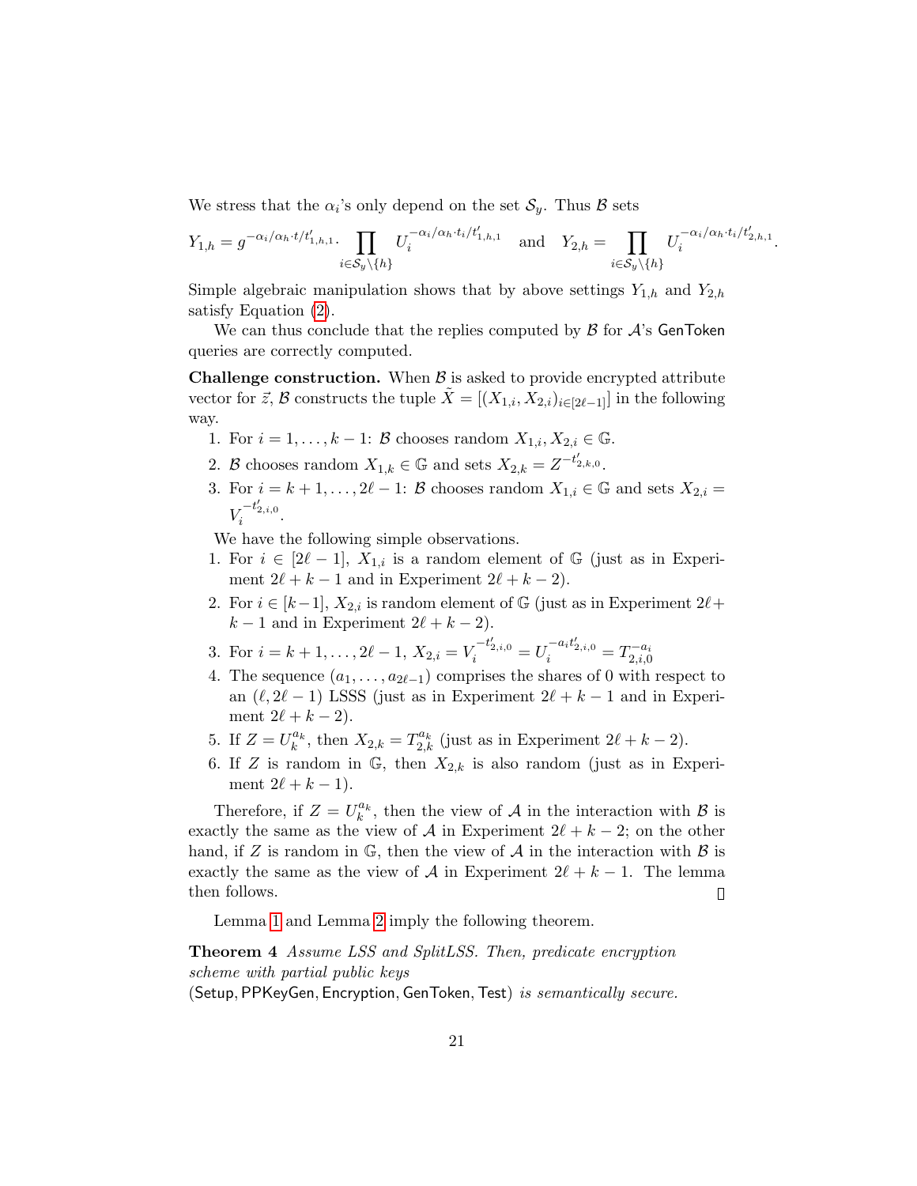We stress that the $\alpha_i$'s only depend on the set $\mathcal{S}_y$. Thus $\mathcal{B}$ sets

$$Y_{1,h} = g^{-\alpha_i/\alpha_h \cdot t/t'_{1,h,1}} \cdot \prod_{i \in \mathcal{S}_y \setminus \{h\}} U_i^{-\alpha_i/\alpha_h \cdot t_i/t'_{1,h,1}} \quad \text{and} \quad Y_{2,h} = \prod_{i \in \mathcal{S}_y \setminus \{h\}} U_i^{-\alpha_i/\alpha_h \cdot t_i/t'_{2,h,1}}.$$

Simple algebraic manipulation shows that by above settings $Y_{1,h}$ and $Y_{2,h}$ satisfy Equation (2).

We can thus conclude that the replies computed by $\mathcal{B}$ for $\mathcal{A}$'s GenToken queries are correctly computed.

**Challenge construction.** When $\mathcal{B}$ is asked to provide encrypted attribute vector for $\vec{z}$, $\mathcal{B}$ constructs the tuple $\tilde{X} = [(X_{1,i}, X_{2,i})_{i \in [2\ell-1]}]$ in the following way.

1. For $i = 1, \ldots, k-1$: $\mathcal{B}$ chooses random $X_{1,i}, X_{2,i} \in \mathbb{G}$.
2. $\mathcal{B}$ chooses random $X_{1,k} \in \mathbb{G}$ and sets $X_{2,k} = Z^{-t'_{2,k,0}}$.
3. For $i = k+1, \ldots, 2\ell-1$: $\mathcal{B}$ chooses random $X_{1,i} \in \mathbb{G}$ and sets $X_{2,i} = V_i^{-t'_{2,i,0}}$.

We have the following simple observations.

1. For $i \in [2\ell-1]$, $X_{1,i}$ is a random element of $\mathbb{G}$ (just as in Experiment $2\ell+k-1$ and in Experiment $2\ell+k-2$).
2. For $i \in [k-1]$, $X_{2,i}$ is random element of $\mathbb{G}$ (just as in Experiment $2\ell+k-1$ and in Experiment $2\ell+k-2$).
3. For $i = k+1, \ldots, 2\ell-1$, $X_{2,i} = V_i^{-t'_{2,i,0}} = U_i^{-a_i t'_{2,i,0}} = T_{2,i,0}^{-a_i}$
4. The sequence $(a_1, \ldots, a_{2\ell-1})$ comprises the shares of 0 with respect to an $(\ell, 2\ell-1)$ LSSS (just as in Experiment $2\ell+k-1$ and in Experiment $2\ell+k-2$).
5. If $Z = U_k^{a_k}$, then $X_{2,k} = T_{2,k}^{a_k}$ (just as in Experiment $2\ell+k-2$).
6. If $Z$ is random in $\mathbb{G}$, then $X_{2,k}$ is also random (just as in Experiment $2\ell+k-1$).

Therefore, if $Z = U_k^{a_k}$, then the view of $\mathcal{A}$ in the interaction with $\mathcal{B}$ is exactly the same as the view of $\mathcal{A}$ in Experiment $2\ell+k-2$; on the other hand, if $Z$ is random in $\mathbb{G}$, then the view of $\mathcal{A}$ in the interaction with $\mathcal{B}$ is exactly the same as the view of $\mathcal{A}$ in Experiment $2\ell+k-1$. The lemma then follows. □

Lemma 1 and Lemma 2 imply the following theorem.

**Theorem 4** *Assume LSS and SplitLSS. Then, predicate encryption scheme with partial public keys* (Setup, PPKeyGen, Encryption, GenToken, Test) *is semantically secure.*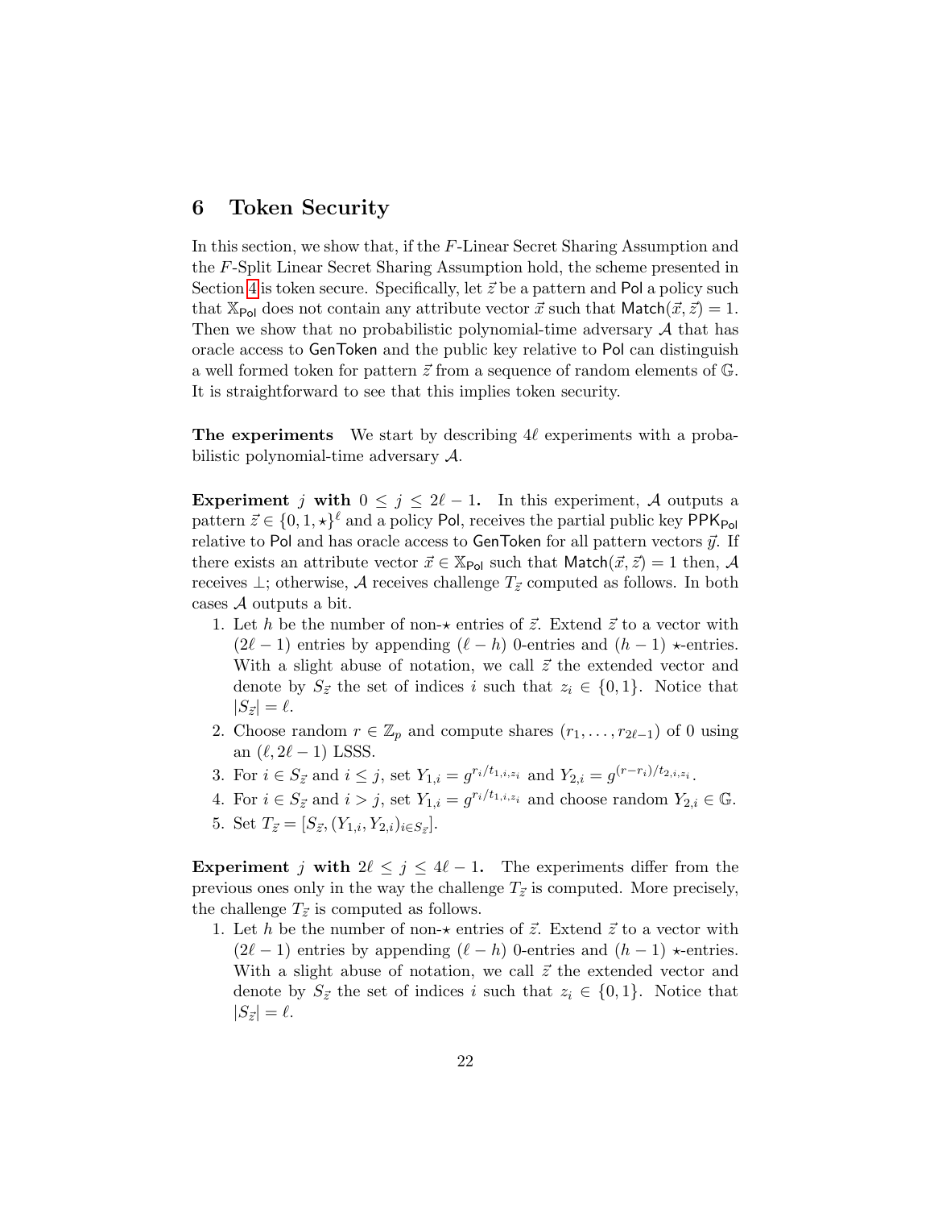## 6 Token Security

In this section, we show that, if the $F$-Linear Secret Sharing Assumption and the $F$-Split Linear Secret Sharing Assumption hold, the scheme presented in Section 4 is token secure. Specifically, let $\vec{z}$ be a pattern and $\mathsf{Pol}$ a policy such that $\mathbb{X}_{\mathsf{Pol}}$ does not contain any attribute vector $\vec{x}$ such that $\mathsf{Match}(\vec{x}, \vec{z}) = 1$. Then we show that no probabilistic polynomial-time adversary $\mathcal{A}$ that has oracle access to $\mathsf{GenToken}$ and the public key relative to $\mathsf{Pol}$ can distinguish a well formed token for pattern $\vec{z}$ from a sequence of random elements of $\mathbb{G}$. It is straightforward to see that this implies token security.

**The experiments** We start by describing $4\ell$ experiments with a probabilistic polynomial-time adversary $\mathcal{A}$.

**Experiment** $j$ **with** $0 \leq j \leq 2\ell - 1$**.** In this experiment, $\mathcal{A}$ outputs a pattern $\vec{z} \in \{0, 1, \star\}^\ell$ and a policy $\mathsf{Pol}$, receives the partial public key $\mathsf{PPK}_{\mathsf{Pol}}$ relative to $\mathsf{Pol}$ and has oracle access to $\mathsf{GenToken}$ for all pattern vectors $\vec{y}$. If there exists an attribute vector $\vec{x} \in \mathbb{X}_{\mathsf{Pol}}$ such that $\mathsf{Match}(\vec{x}, \vec{z}) = 1$ then, $\mathcal{A}$ receives $\perp$; otherwise, $\mathcal{A}$ receives challenge $T_{\vec{z}}$ computed as follows. In both cases $\mathcal{A}$ outputs a bit.

1. Let $h$ be the number of non-$\star$ entries of $\vec{z}$. Extend $\vec{z}$ to a vector with $(2\ell - 1)$ entries by appending $(\ell - h)$ 0-entries and $(h - 1)$ $\star$-entries. With a slight abuse of notation, we call $\vec{z}$ the extended vector and denote by $S_{\vec{z}}$ the set of indices $i$ such that $z_i \in \{0, 1\}$. Notice that $|S_{\vec{z}}| = \ell$.
2. Choose random $r \in \mathbb{Z}_p$ and compute shares $(r_1, \ldots, r_{2\ell-1})$ of 0 using an $(\ell, 2\ell - 1)$ LSSS.
3. For $i \in S_{\vec{z}}$ and $i \leq j$, set $Y_{1,i} = g^{r_i/t_{1,i,z_i}}$ and $Y_{2,i} = g^{(r-r_i)/t_{2,i,z_i}}$.
4. For $i \in S_{\vec{z}}$ and $i > j$, set $Y_{1,i} = g^{r_i/t_{1,i,z_i}}$ and choose random $Y_{2,i} \in \mathbb{G}$.
5. Set $T_{\vec{z}} = [S_{\vec{z}}, (Y_{1,i}, Y_{2,i})_{i \in S_{\vec{z}}}]$.

**Experiment** $j$ **with** $2\ell \leq j \leq 4\ell - 1$**.** The experiments differ from the previous ones only in the way the challenge $T_{\vec{z}}$ is computed. More precisely, the challenge $T_{\vec{z}}$ is computed as follows.

1. Let $h$ be the number of non-$\star$ entries of $\vec{z}$. Extend $\vec{z}$ to a vector with $(2\ell - 1)$ entries by appending $(\ell - h)$ 0-entries and $(h - 1)$ $\star$-entries. With a slight abuse of notation, we call $\vec{z}$ the extended vector and denote by $S_{\vec{z}}$ the set of indices $i$ such that $z_i \in \{0, 1\}$. Notice that $|S_{\vec{z}}| = \ell$.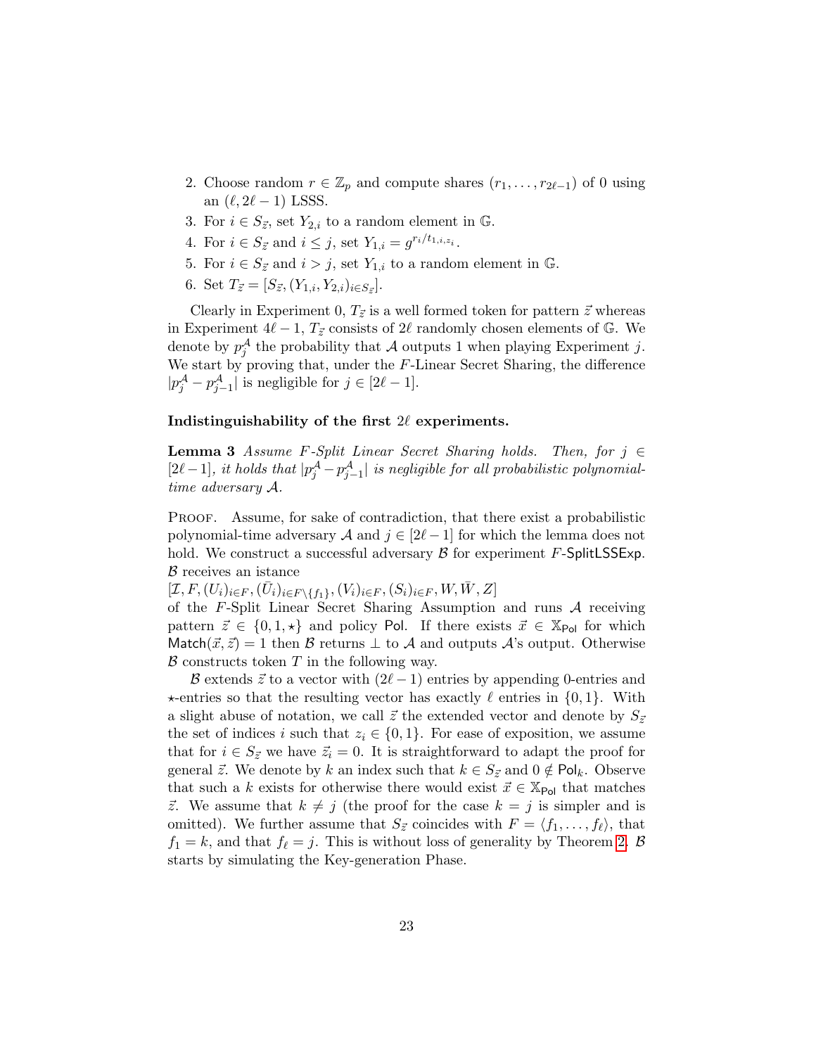2. Choose random $r \in \mathbb{Z}_p$ and compute shares $(r_1, \ldots, r_{2\ell-1})$ of 0 using an $(\ell, 2\ell-1)$ LSSS.
3. For $i \in S_{\vec{z}}$, set $Y_{2,i}$ to a random element in $\mathbb{G}$.
4. For $i \in S_{\vec{z}}$ and $i \leq j$, set $Y_{1,i} = g^{r_i/t_{1,i,z_i}}$.
5. For $i \in S_{\vec{z}}$ and $i > j$, set $Y_{1,i}$ to a random element in $\mathbb{G}$.
6. Set $T_{\vec{z}} = [S_{\vec{z}}, (Y_{1,i}, Y_{2,i})_{i \in S_{\vec{z}}}]$.

Clearly in Experiment 0, $T_{\vec{z}}$ is a well formed token for pattern $\vec{z}$ whereas in Experiment $4\ell - 1$, $T_{\vec{z}}$ consists of $2\ell$ randomly chosen elements of $\mathbb{G}$. We denote by $p_j^{\mathcal{A}}$ the probability that $\mathcal{A}$ outputs 1 when playing Experiment $j$. We start by proving that, under the $F$-Linear Secret Sharing, the difference $|p_j^{\mathcal{A}} - p_{j-1}^{\mathcal{A}}|$ is negligible for $j \in [2\ell - 1]$.

**Indistinguishability of the first $2\ell$ experiments.**

**Lemma 3** *Assume $F$-Split Linear Secret Sharing holds. Then, for $j \in [2\ell-1]$, it holds that $|p_j^{\mathcal{A}} - p_{j-1}^{\mathcal{A}}|$ is negligible for all probabilistic polynomial-time adversary $\mathcal{A}$.*

Proof. Assume, for sake of contradiction, that there exist a probabilistic polynomial-time adversary $\mathcal{A}$ and $j \in [2\ell - 1]$ for which the lemma does not hold. We construct a successful adversary $\mathcal{B}$ for experiment $F$-$\mathsf{SplitLSSExp}$. $\mathcal{B}$ receives an istance
$[\mathcal{I}, F, (U_i)_{i \in F}, (\bar{U}_i)_{i \in F \setminus \{f_1\}}, (V_i)_{i \in F}, (S_i)_{i \in F}, W, \bar{W}, Z]$
of the $F$-Split Linear Secret Sharing Assumption and runs $\mathcal{A}$ receiving pattern $\vec{z} \in \{0, 1, \star\}$ and policy $\mathsf{Pol}$. If there exists $\vec{x} \in \mathbb{X}_{\mathsf{Pol}}$ for which $\mathsf{Match}(\vec{x}, \vec{z}) = 1$ then $\mathcal{B}$ returns $\perp$ to $\mathcal{A}$ and outputs $\mathcal{A}$'s output. Otherwise $\mathcal{B}$ constructs token $T$ in the following way.

$\mathcal{B}$ extends $\vec{z}$ to a vector with $(2\ell - 1)$ entries by appending 0-entries and $\star$-entries so that the resulting vector has exactly $\ell$ entries in $\{0, 1\}$. With a slight abuse of notation, we call $\vec{z}$ the extended vector and denote by $S_{\vec{z}}$ the set of indices $i$ such that $z_i \in \{0, 1\}$. For ease of exposition, we assume that for $i \in S_{\vec{z}}$ we have $\vec{z}_i = 0$. It is straightforward to adapt the proof for general $\vec{z}$. We denote by $k$ an index such that $k \in S_{\vec{z}}$ and $0 \notin \mathsf{Pol}_k$. Observe that such a $k$ exists for otherwise there would exist $\vec{x} \in \mathbb{X}_{\mathsf{Pol}}$ that matches $\vec{z}$. We assume that $k \neq j$ (the proof for the case $k = j$ is simpler and is omitted). We further assume that $S_{\vec{z}}$ coincides with $F = \langle f_1, \ldots, f_\ell \rangle$, that $f_1 = k$, and that $f_\ell = j$. This is without loss of generality by Theorem 2. $\mathcal{B}$ starts by simulating the Key-generation Phase.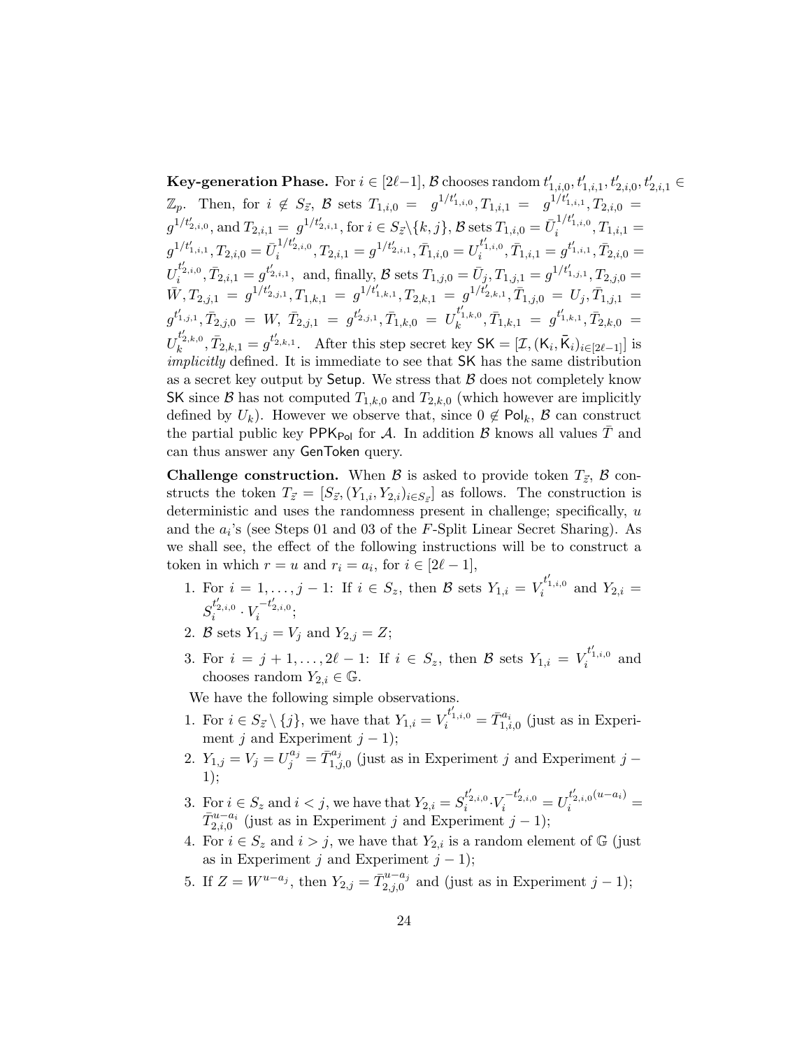**Key-generation Phase.** For $i \in [2\ell-1]$, $\mathcal{B}$ chooses random $t'_{1,i,0}, t'_{1,i,1}, t'_{2,i,0}, t'_{2,i,1} \in \mathbb{Z}_p$. Then, for $i \notin S_{\vec{z}}$, $\mathcal{B}$ sets $T_{1,i,0} = g^{1/t'_{1,i,0}}, T_{1,i,1} = g^{1/t'_{1,i,1}}, T_{2,i,0} = g^{1/t'_{2,i,0}}$, and $T_{2,i,1} = g^{1/t'_{2,i,1}}$, for $i \in S_{\vec{z}} \backslash \{k, j\}$, $\mathcal{B}$ sets $T_{1,i,0} = \bar{U}_i^{1/t'_{1,i,0}}, T_{1,i,1} = g^{1/t'_{1,i,1}}, T_{2,i,0} = \bar{U}_i^{1/t'_{2,i,0}}, T_{2,i,1} = g^{1/t'_{2,i,1}}, \bar{T}_{1,i,0} = U_i^{t'_{1,i,0}}, \bar{T}_{1,i,1} = g^{t'_{1,i,1}}, \bar{T}_{2,i,0} = U_i^{t'_{2,i,0}}, \bar{T}_{2,i,1} = g^{t'_{2,i,1}}$, and, finally, $\mathcal{B}$ sets $T_{1,j,0} = \bar{U}_j, T_{1,j,1} = g^{1/t'_{1,j,1}}, T_{2,j,0} = \bar{W}, T_{2,j,1} = g^{1/t'_{2,j,1}}, T_{1,k,1} = g^{1/t'_{1,k,1}}, T_{2,k,1} = g^{1/t'_{2,k,1}}, \bar{T}_{1,j,0} = U_j, \bar{T}_{1,j,1} = g^{t'_{1,j,1}}, \bar{T}_{2,j,0} = W, \bar{T}_{2,j,1} = g^{t'_{2,j,1}}, \bar{T}_{1,k,0} = U_k^{t'_{1,k,0}}, \bar{T}_{1,k,1} = g^{t'_{1,k,1}}, \bar{T}_{2,k,0} = U_k^{t'_{2,k,0}}, \bar{T}_{2,k,1} = g^{t'_{2,k,1}}$. After this step secret key $\mathsf{SK} = [\mathcal{I}, (\mathsf{K}_i, \bar{\mathsf{K}}_i)_{i \in [2\ell-1]}]$ is *implicitly* defined. It is immediate to see that $\mathsf{SK}$ has the same distribution as a secret key output by $\mathsf{Setup}$. We stress that $\mathcal{B}$ does not completely know $\mathsf{SK}$ since $\mathcal{B}$ has not computed $T_{1,k,0}$ and $T_{2,k,0}$ (which however are implicitly defined by $U_k$). However we observe that, since $0 \notin \mathsf{Pol}_k$, $\mathcal{B}$ can construct the partial public key $\mathsf{PPK}_{\mathsf{Pol}}$ for $\mathcal{A}$. In addition $\mathcal{B}$ knows all values $\bar{T}$ and can thus answer any $\mathsf{GenToken}$ query.

**Challenge construction.** When $\mathcal{B}$ is asked to provide token $T_{\vec{z}}$, $\mathcal{B}$ constructs the token $T_{\vec{z}} = [S_{\vec{z}}, (Y_{1,i}, Y_{2,i})_{i \in S_{\vec{z}}}]$ as follows. The construction is deterministic and uses the randomness present in challenge; specifically, $u$ and the $a_i$'s (see Steps 01 and 03 of the $F$-Split Linear Secret Sharing). As we shall see, the effect of the following instructions will be to construct a token in which $r = u$ and $r_i = a_i$, for $i \in [2\ell - 1]$,

1. For $i = 1, \ldots, j-1$: If $i \in S_z$, then $\mathcal{B}$ sets $Y_{1,i} = V_i^{t'_{1,i,0}}$ and $Y_{2,i} = S_i^{t'_{2,i,0}} \cdot V_i^{-t'_{2,i,0}}$;
2. $\mathcal{B}$ sets $Y_{1,j} = V_j$ and $Y_{2,j} = Z$;
3. For $i = j+1, \ldots, 2\ell-1$: If $i \in S_z$, then $\mathcal{B}$ sets $Y_{1,i} = V_i^{t'_{1,i,0}}$ and chooses random $Y_{2,i} \in \mathbb{G}$.

We have the following simple observations.

1. For $i \in S_{\vec{z}} \setminus \{j\}$, we have that $Y_{1,i} = V_i^{t'_{1,i,0}} = \bar{T}_{1,i,0}^{a_i}$ (just as in Experiment $j$ and Experiment $j-1$);
2. $Y_{1,j} = V_j = U_j^{a_j} = \bar{T}_{1,j,0}^{a_j}$ (just as in Experiment $j$ and Experiment $j-1$);
3. For $i \in S_z$ and $i < j$, we have that $Y_{2,i} = S_i^{t'_{2,i,0}} \cdot V_i^{-t'_{2,i,0}} = U_i^{t'_{2,i,0}(u-a_i)} = \bar{T}_{2,i,0}^{u-a_i}$ (just as in Experiment $j$ and Experiment $j-1$);
4. For $i \in S_z$ and $i > j$, we have that $Y_{2,i}$ is a random element of $\mathbb{G}$ (just as in Experiment $j$ and Experiment $j-1$);
5. If $Z = W^{u-a_j}$, then $Y_{2,j} = \bar{T}_{2,j,0}^{u-a_j}$ and (just as in Experiment $j-1$);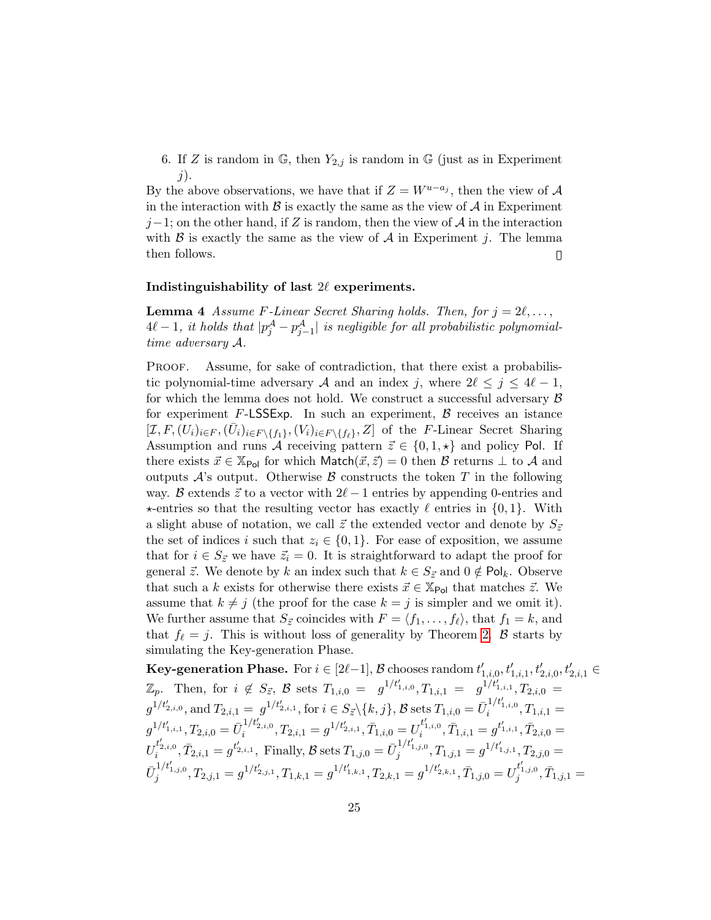6. If $Z$ is random in $\mathbb{G}$, then $Y_{2,j}$ is random in $\mathbb{G}$ (just as in Experiment $j$).

By the above observations, we have that if $Z = W^{u-a_j}$, then the view of $\mathcal{A}$ in the interaction with $\mathcal{B}$ is exactly the same as the view of $\mathcal{A}$ in Experiment $j-1$; on the other hand, if $Z$ is random, then the view of $\mathcal{A}$ in the interaction with $\mathcal{B}$ is exactly the same as the view of $\mathcal{A}$ in Experiment $j$. The lemma then follows. □

**Indistinguishability of last $2\ell$ experiments.**

**Lemma 4** *Assume $F$-Linear Secret Sharing holds. Then, for $j = 2\ell, \ldots, 4\ell - 1$, it holds that $|p_j^{\mathcal{A}} - p_{j-1}^{\mathcal{A}}|$ is negligible for all probabilistic polynomial-time adversary $\mathcal{A}$.*

Proof. Assume, for sake of contradiction, that there exist a probabilistic polynomial-time adversary $\mathcal{A}$ and an index $j$, where $2\ell \le j \le 4\ell - 1$, for which the lemma does not hold. We construct a successful adversary $\mathcal{B}$ for experiment $F$-$\mathsf{LSSExp}$. In such an experiment, $\mathcal{B}$ receives an istance $[\mathcal{I}, F, (U_i)_{i \in F}, (\bar{U}_i)_{i \in F\setminus\{f_1\}}, (V_i)_{i \in F\setminus\{f_\ell\}}, Z]$ of the $F$-Linear Secret Sharing Assumption and runs $\mathcal{A}$ receiving pattern $\vec{z} \in \{0, 1, \star\}$ and policy $\mathsf{Pol}$. If there exists $\vec{x} \in \mathbb{X}_{\mathsf{Pol}}$ for which $\mathsf{Match}(\vec{x}, \vec{z}) = 0$ then $\mathcal{B}$ returns $\perp$ to $\mathcal{A}$ and outputs $\mathcal{A}$'s output. Otherwise $\mathcal{B}$ constructs the token $T$ in the following way. $\mathcal{B}$ extends $\vec{z}$ to a vector with $2\ell - 1$ entries by appending 0-entries and $\star$-entries so that the resulting vector has exactly $\ell$ entries in $\{0, 1\}$. With a slight abuse of notation, we call $\vec{z}$ the extended vector and denote by $S_{\vec{z}}$ the set of indices $i$ such that $z_i \in \{0, 1\}$. For ease of exposition, we assume that for $i \in S_{\vec{z}}$ we have $\vec{z}_i = 0$. It is straightforward to adapt the proof for general $\vec{z}$. We denote by $k$ an index such that $k \in S_{\vec{z}}$ and $0 \notin \mathsf{Pol}_k$. Observe that such a $k$ exists for otherwise there exists $\vec{x} \in \mathbb{X}_{\mathsf{Pol}}$ that matches $\vec{z}$. We assume that $k \neq j$ (the proof for the case $k = j$ is simpler and we omit it). We further assume that $S_{\vec{z}}$ coincides with $F = \langle f_1, \ldots, f_\ell \rangle$, that $f_1 = k$, and that $f_\ell = j$. This is without loss of generality by Theorem 2. $\mathcal{B}$ starts by simulating the Key-generation Phase.

**Key-generation Phase.** For $i \in [2\ell - 1]$, $\mathcal{B}$ chooses random $t'_{1,i,0}, t'_{1,i,1}, t'_{2,i,0}, t'_{2,i,1} \in \mathbb{Z}_p$. Then, for $i \notin S_{\vec{z}}$, $\mathcal{B}$ sets $T_{1,i,0} = g^{1/t'_{1,i,0}}, T_{1,i,1} = g^{1/t'_{1,i,1}}, T_{2,i,0} = g^{1/t'_{2,i,0}}$, and $T_{2,i,1} = g^{1/t'_{2,i,1}}$, for $i \in S_{\vec{z}} \setminus \{k, j\}$, $\mathcal{B}$ sets $T_{1,i,0} = \bar{U}_i^{1/t'_{1,i,0}}, T_{1,i,1} = g^{1/t'_{1,i,1}}, T_{2,i,0} = \bar{U}_i^{1/t'_{2,i,0}}, T_{2,i,1} = g^{1/t'_{2,i,1}}, \bar{T}_{1,i,0} = U_i^{t'_{1,i,0}}, \bar{T}_{1,i,1} = g^{t'_{1,i,1}}, \bar{T}_{2,i,0} = U_i^{t'_{2,i,0}}, \bar{T}_{2,i,1} = g^{t'_{2,i,1}}$. Finally, $\mathcal{B}$ sets $T_{1,j,0} = \bar{U}_j^{1/t'_{1,j,0}}, T_{1,j,1} = g^{1/t'_{1,j,1}}, T_{2,j,0} = \bar{U}_j^{1/t'_{1,j,0}}, T_{2,j,1} = g^{1/t'_{2,j,1}}, T_{1,k,1} = g^{1/t'_{1,k,1}}, T_{2,k,1} = g^{1/t'_{2,k,1}}, \bar{T}_{1,j,0} = U_j^{t'_{1,j,0}}, \bar{T}_{1,j,1} =$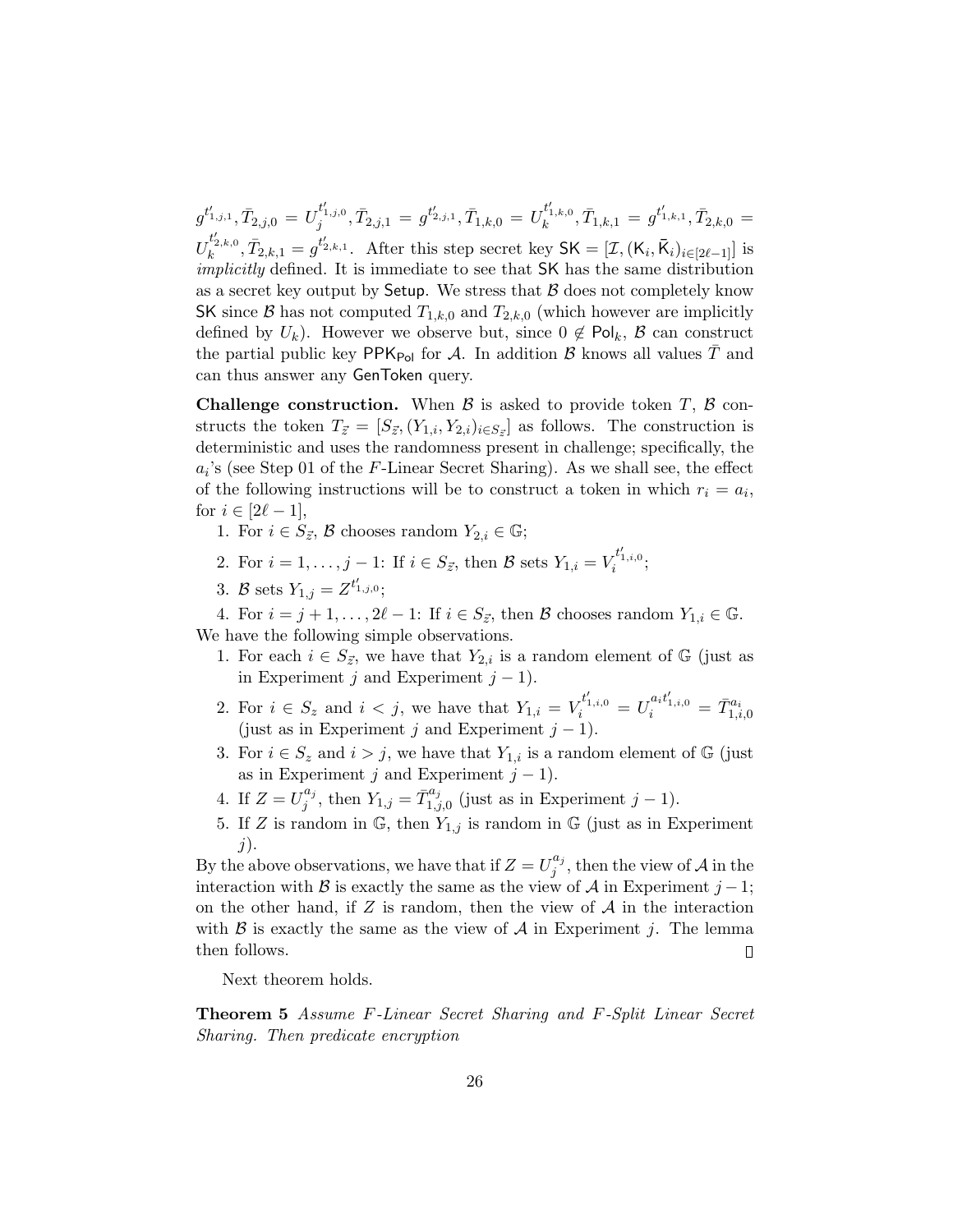$g^{t'_{1,j,1}}, \bar{T}_{2,j,0} = U_j^{t'_{1,j,0}}, \bar{T}_{2,j,1} = g^{t'_{2,j,1}}, \bar{T}_{1,k,0} = U_k^{t'_{1,k,0}}, \bar{T}_{1,k,1} = g^{t'_{1,k,1}}, \bar{T}_{2,k,0} = U_k^{t'_{2,k,0}}, \bar{T}_{2,k,1} = g^{t'_{2,k,1}}$. After this step secret key $\mathsf{SK} = [\mathcal{I}, (\mathsf{K}_i, \bar{\mathsf{K}}_i)_{i \in [2\ell-1]}]$ is *implicitly* defined. It is immediate to see that $\mathsf{SK}$ has the same distribution as a secret key output by $\mathsf{Setup}$. We stress that $\mathcal{B}$ does not completely know $\mathsf{SK}$ since $\mathcal{B}$ has not computed $T_{1,k,0}$ and $T_{2,k,0}$ (which however are implicitly defined by $U_k$). However we observe but, since $0 \notin \mathsf{Pol}_k$, $\mathcal{B}$ can construct the partial public key $\mathsf{PPK}_{\mathsf{Pol}}$ for $\mathcal{A}$. In addition $\mathcal{B}$ knows all values $\bar{T}$ and can thus answer any $\mathsf{GenToken}$ query.

**Challenge construction.** When $\mathcal{B}$ is asked to provide token $T$, $\mathcal{B}$ constructs the token $T_{\vec{z}} = [S_{\vec{z}}, (Y_{1,i}, Y_{2,i})_{i \in S_{\vec{z}}}]$ as follows. The construction is deterministic and uses the randomness present in challenge; specifically, the $a_i$'s (see Step 01 of the $F$-Linear Secret Sharing). As we shall see, the effect of the following instructions will be to construct a token in which $r_i = a_i$, for $i \in [2\ell - 1]$,

1. For $i \in S_{\vec{z}}$, $\mathcal{B}$ chooses random $Y_{2,i} \in \mathbb{G}$;
2. For $i = 1, \ldots, j-1$: If $i \in S_{\vec{z}}$, then $\mathcal{B}$ sets $Y_{1,i} = V_i^{t'_{1,i,0}}$;
3. $\mathcal{B}$ sets $Y_{1,j} = Z^{t'_{1,j,0}}$;
4. For $i = j+1, \ldots, 2\ell - 1$: If $i \in S_{\vec{z}}$, then $\mathcal{B}$ chooses random $Y_{1,i} \in \mathbb{G}$.

We have the following simple observations.

1. For each $i \in S_{\vec{z}}$, we have that $Y_{2,i}$ is a random element of $\mathbb{G}$ (just as in Experiment $j$ and Experiment $j-1$).
2. For $i \in S_z$ and $i < j$, we have that $Y_{1,i} = V_i^{t'_{1,i,0}} = U_i^{a_i t'_{1,i,0}} = \bar{T}_{1,i,0}^{a_i}$ (just as in Experiment $j$ and Experiment $j-1$).
3. For $i \in S_z$ and $i > j$, we have that $Y_{1,i}$ is a random element of $\mathbb{G}$ (just as in Experiment $j$ and Experiment $j-1$).
4. If $Z = U_j^{a_j}$, then $Y_{1,j} = \bar{T}_{1,j,0}^{a_j}$ (just as in Experiment $j-1$).
5. If $Z$ is random in $\mathbb{G}$, then $Y_{1,j}$ is random in $\mathbb{G}$ (just as in Experiment $j$).

By the above observations, we have that if $Z = U_j^{a_j}$, then the view of $\mathcal{A}$ in the interaction with $\mathcal{B}$ is exactly the same as the view of $\mathcal{A}$ in Experiment $j-1$; on the other hand, if $Z$ is random, then the view of $\mathcal{A}$ in the interaction with $\mathcal{B}$ is exactly the same as the view of $\mathcal{A}$ in Experiment $j$. The lemma then follows. □

Next theorem holds.

**Theorem 5** *Assume $F$-Linear Secret Sharing and $F$-Split Linear Secret Sharing. Then predicate encryption*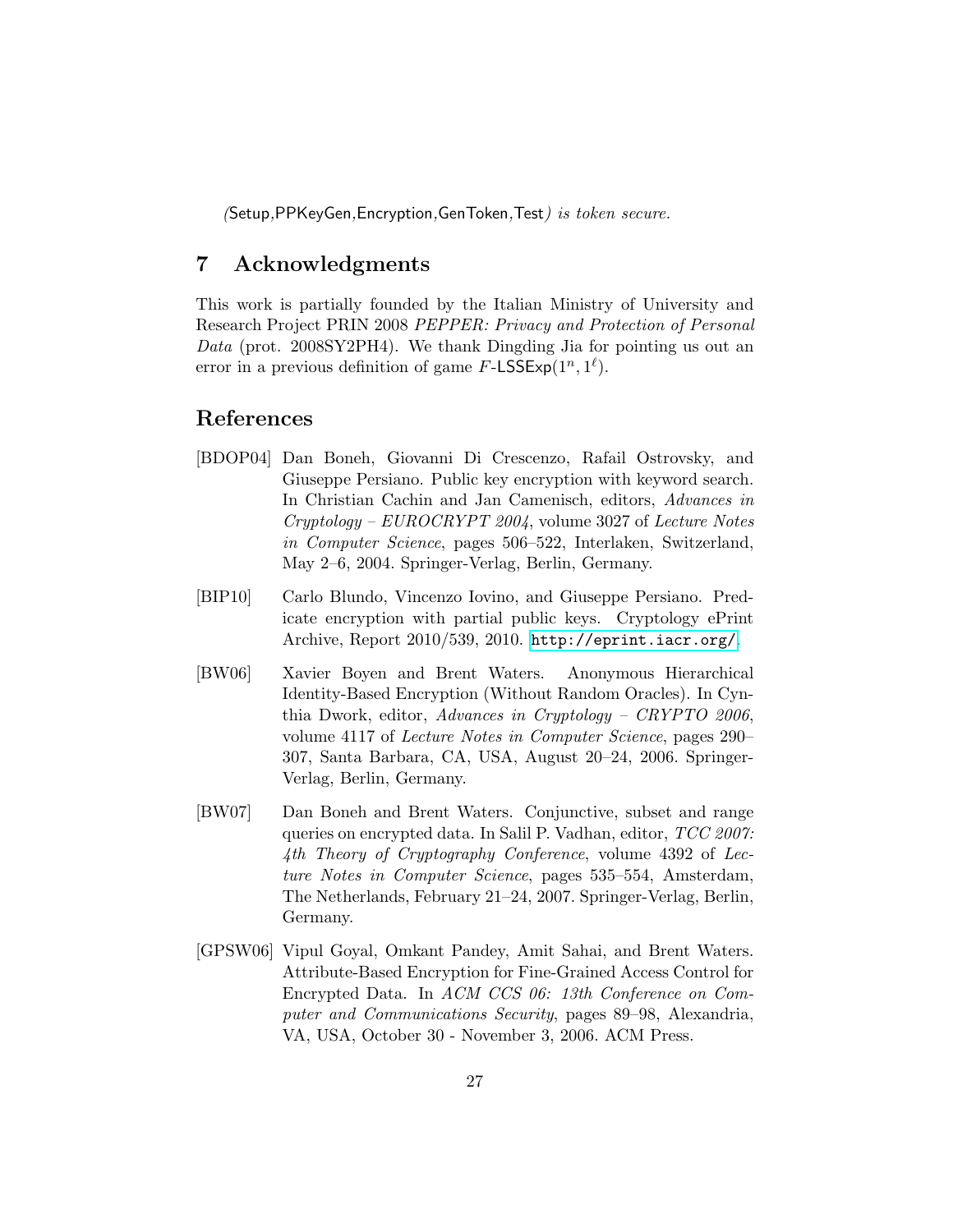(Setup,PPKeyGen,Encryption,GenToken,Test) *is token secure.*

## 7 Acknowledgments

This work is partially founded by the Italian Ministry of University and Research Project PRIN 2008 *PEPPER: Privacy and Protection of Personal Data* (prot. 2008SY2PH4). We thank Dingding Jia for pointing us out an error in a previous definition of game $F\text{-}\mathsf{LSSExp}(1^n, 1^\ell)$.

## References

[BDOP04] Dan Boneh, Giovanni Di Crescenzo, Rafail Ostrovsky, and Giuseppe Persiano. Public key encryption with keyword search. In Christian Cachin and Jan Camenisch, editors, *Advances in Cryptology – EUROCRYPT 2004*, volume 3027 of *Lecture Notes in Computer Science*, pages 506–522, Interlaken, Switzerland, May 2–6, 2004. Springer-Verlag, Berlin, Germany.

[BIP10] Carlo Blundo, Vincenzo Iovino, and Giuseppe Persiano. Predicate encryption with partial public keys. Cryptology ePrint Archive, Report 2010/539, 2010. http://eprint.iacr.org/.

[BW06] Xavier Boyen and Brent Waters. Anonymous Hierarchical Identity-Based Encryption (Without Random Oracles). In Cynthia Dwork, editor, *Advances in Cryptology – CRYPTO 2006*, volume 4117 of *Lecture Notes in Computer Science*, pages 290–307, Santa Barbara, CA, USA, August 20–24, 2006. Springer-Verlag, Berlin, Germany.

[BW07] Dan Boneh and Brent Waters. Conjunctive, subset and range queries on encrypted data. In Salil P. Vadhan, editor, *TCC 2007: 4th Theory of Cryptography Conference*, volume 4392 of *Lecture Notes in Computer Science*, pages 535–554, Amsterdam, The Netherlands, February 21–24, 2007. Springer-Verlag, Berlin, Germany.

[GPSW06] Vipul Goyal, Omkant Pandey, Amit Sahai, and Brent Waters. Attribute-Based Encryption for Fine-Grained Access Control for Encrypted Data. In *ACM CCS 06: 13th Conference on Computer and Communications Security*, pages 89–98, Alexandria, VA, USA, October 30 - November 3, 2006. ACM Press.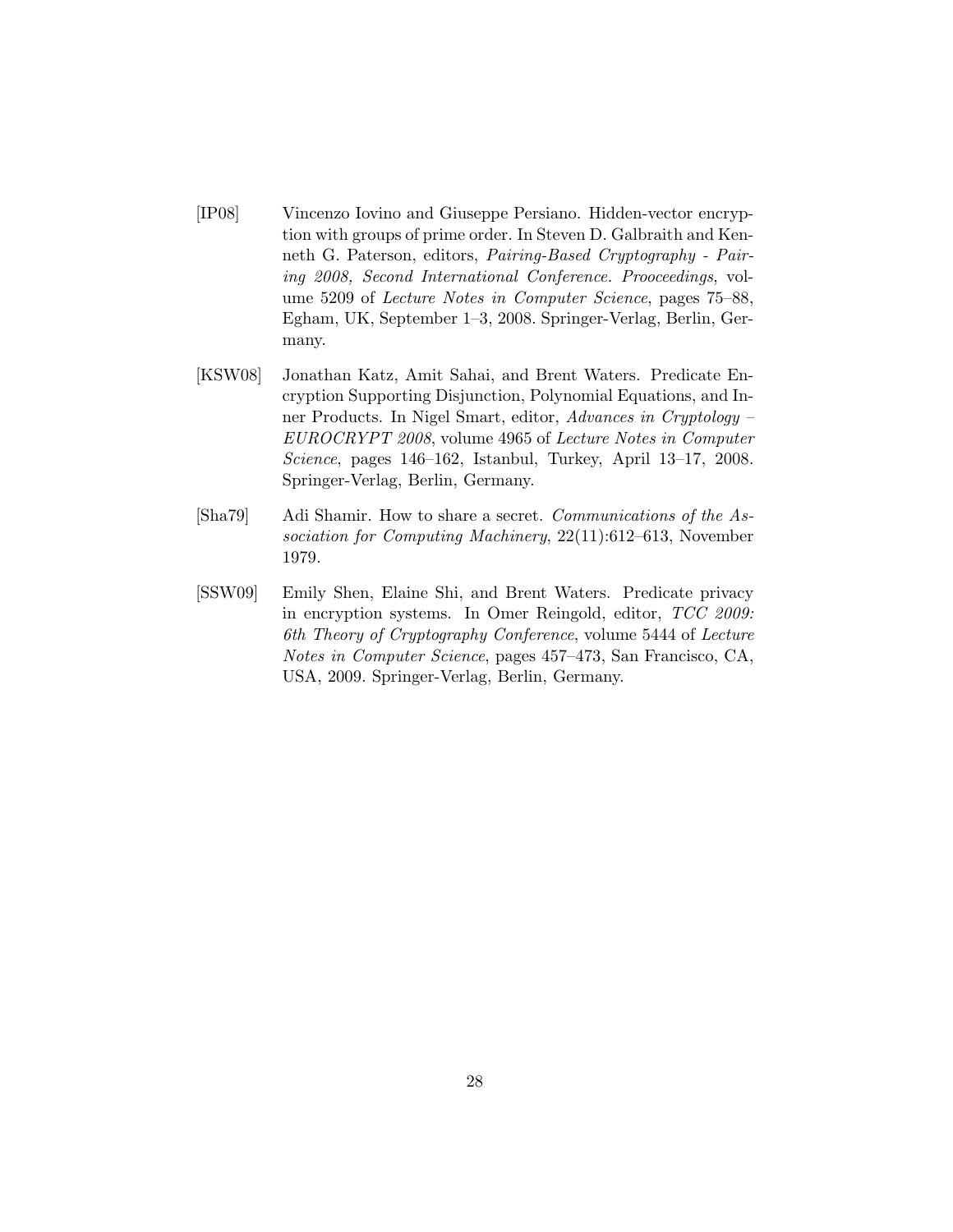[IP08] Vincenzo Iovino and Giuseppe Persiano. Hidden-vector encryption with groups of prime order. In Steven D. Galbraith and Kenneth G. Paterson, editors, *Pairing-Based Cryptography - Pairing 2008, Second International Conference. Prooceedings*, volume 5209 of *Lecture Notes in Computer Science*, pages 75–88, Egham, UK, September 1–3, 2008. Springer-Verlag, Berlin, Germany.

[KSW08] Jonathan Katz, Amit Sahai, and Brent Waters. Predicate Encryption Supporting Disjunction, Polynomial Equations, and Inner Products. In Nigel Smart, editor, *Advances in Cryptology – EUROCRYPT 2008*, volume 4965 of *Lecture Notes in Computer Science*, pages 146–162, Istanbul, Turkey, April 13–17, 2008. Springer-Verlag, Berlin, Germany.

[Sha79] Adi Shamir. How to share a secret. *Communications of the Association for Computing Machinery*, 22(11):612–613, November 1979.

[SSW09] Emily Shen, Elaine Shi, and Brent Waters. Predicate privacy in encryption systems. In Omer Reingold, editor, *TCC 2009: 6th Theory of Cryptography Conference*, volume 5444 of *Lecture Notes in Computer Science*, pages 457–473, San Francisco, CA, USA, 2009. Springer-Verlag, Berlin, Germany.